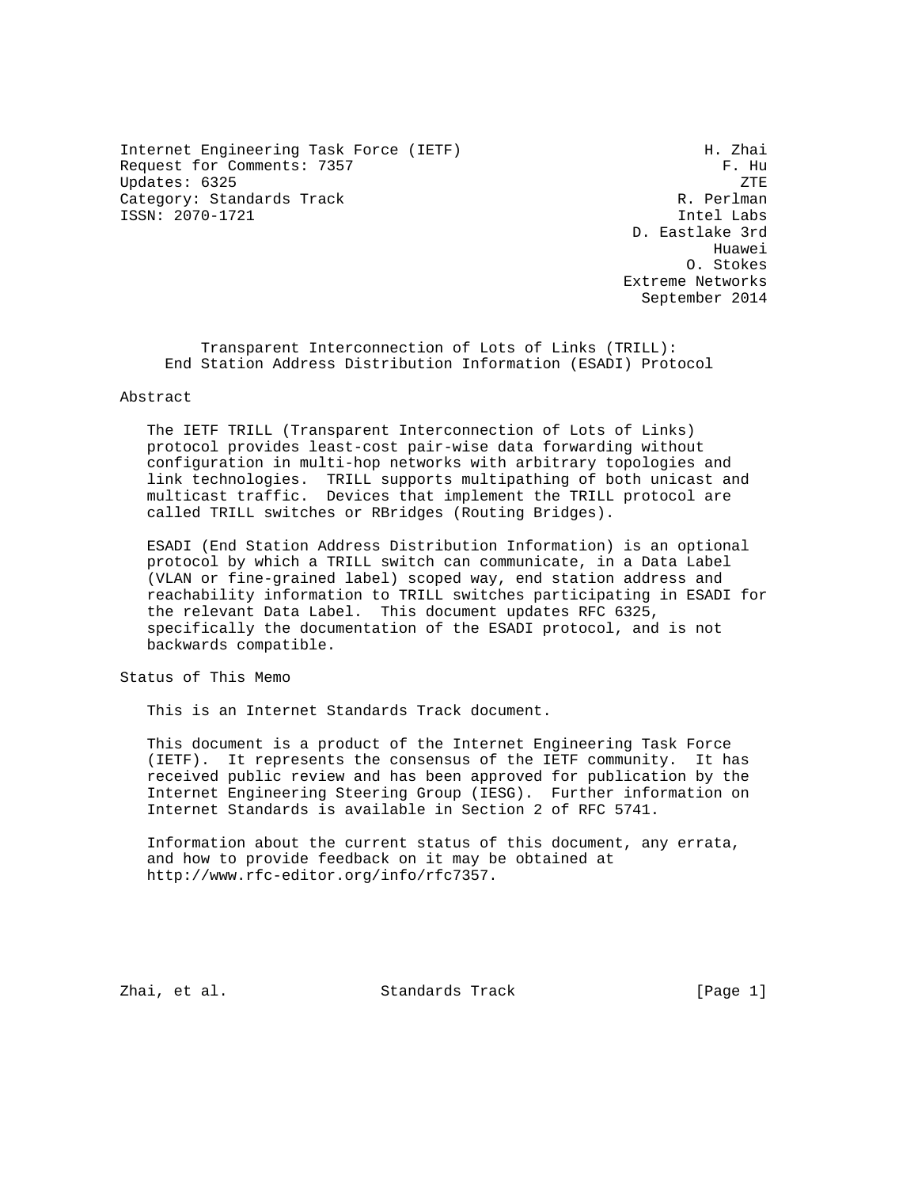Internet Engineering Task Force (IETF) H. Zhai
Request for Comments: 7357 F. Hu
Updates: 6325 ZTE
Category: Standards Track R. Perlman
ISSN: 2070-1721 Intel Labs
D. Eastlake 3rd
Huawei
O. Stokes
Extreme Networks
September 2014

# Transparent Interconnection of Lots of Links (TRILL): End Station Address Distribution Information (ESADI) Protocol

## Abstract

The IETF TRILL (Transparent Interconnection of Lots of Links) protocol provides least-cost pair-wise data forwarding without configuration in multi-hop networks with arbitrary topologies and link technologies. TRILL supports multipathing of both unicast and multicast traffic. Devices that implement the TRILL protocol are called TRILL switches or RBridges (Routing Bridges).

ESADI (End Station Address Distribution Information) is an optional protocol by which a TRILL switch can communicate, in a Data Label (VLAN or fine-grained label) scoped way, end station address and reachability information to TRILL switches participating in ESADI for the relevant Data Label. This document updates RFC 6325, specifically the documentation of the ESADI protocol, and is not backwards compatible.

## Status of This Memo

This is an Internet Standards Track document.

This document is a product of the Internet Engineering Task Force (IETF). It represents the consensus of the IETF community. It has received public review and has been approved for publication by the Internet Engineering Steering Group (IESG). Further information on Internet Standards is available in Section 2 of RFC 5741.

Information about the current status of this document, any errata, and how to provide feedback on it may be obtained at http://www.rfc-editor.org/info/rfc7357.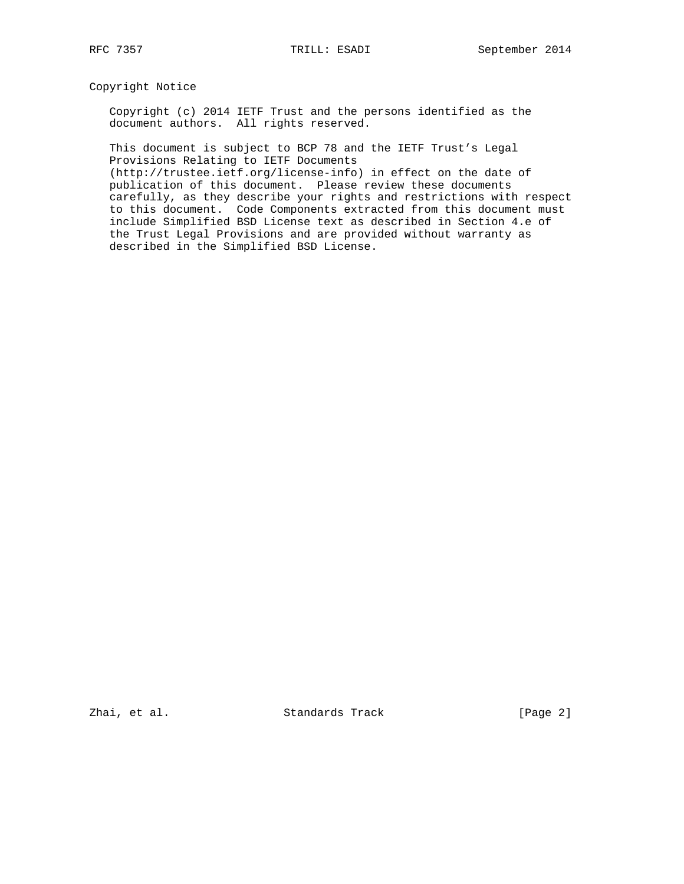## Copyright Notice

Copyright (c) 2014 IETF Trust and the persons identified as the document authors. All rights reserved.

This document is subject to BCP 78 and the IETF Trust's Legal Provisions Relating to IETF Documents (http://trustee.ietf.org/license-info) in effect on the date of publication of this document. Please review these documents carefully, as they describe your rights and restrictions with respect to this document. Code Components extracted from this document must include Simplified BSD License text as described in Section 4.e of the Trust Legal Provisions and are provided without warranty as described in the Simplified BSD License.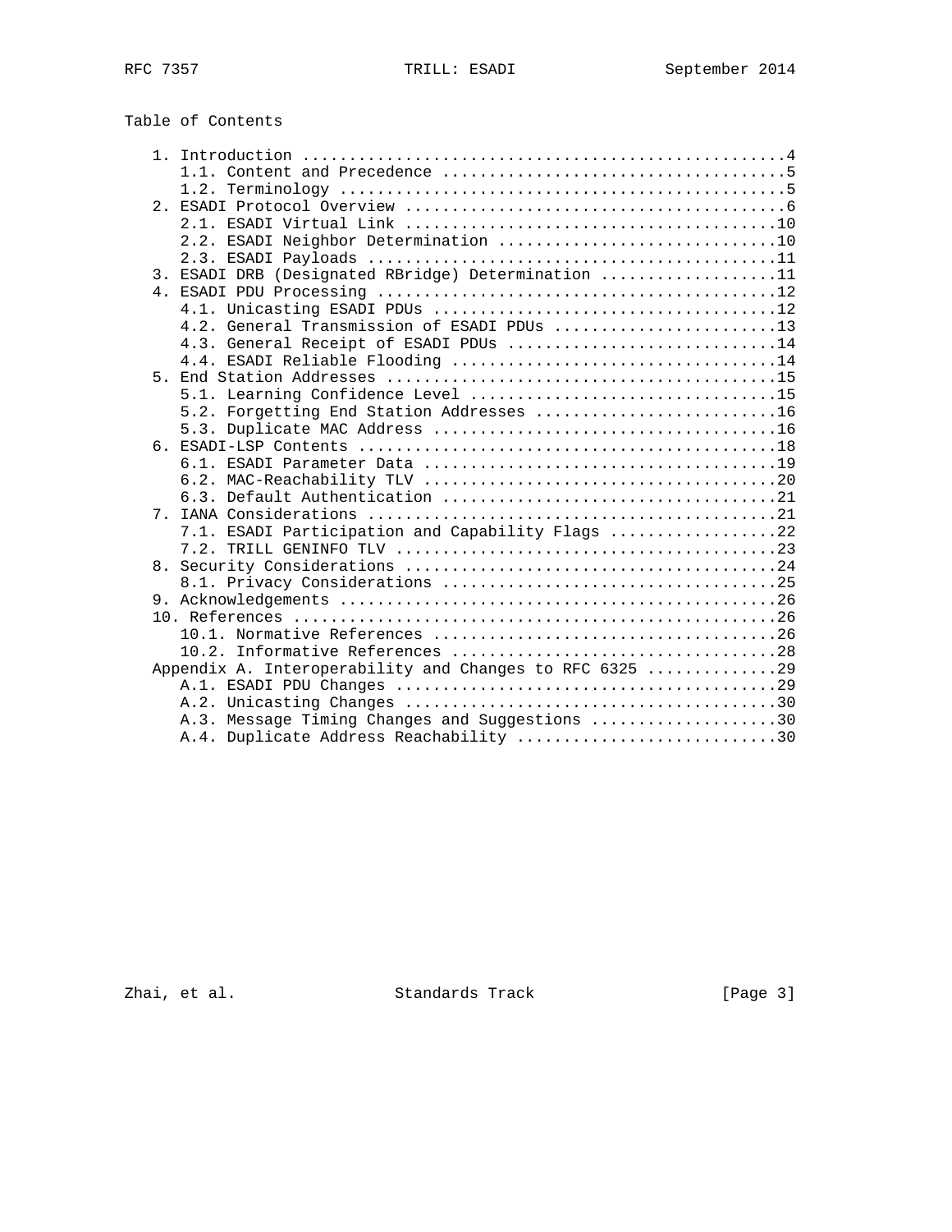Table of Contents

```
   1. Introduction ....................................................4
      1.1. Content and Precedence .....................................5
      1.2. Terminology ................................................5
   2. ESADI Protocol Overview .........................................6
      2.1. ESADI Virtual Link ........................................10
      2.2. ESADI Neighbor Determination ..............................10
      2.3. ESADI Payloads ............................................11
   3. ESADI DRB (Designated RBridge) Determination ...................11
   4. ESADI PDU Processing ...........................................12
      4.1. Unicasting ESADI PDUs .....................................12
      4.2. General Transmission of ESADI PDUs ........................13
      4.3. General Receipt of ESADI PDUs .............................14
      4.4. ESADI Reliable Flooding ...................................14
   5. End Station Addresses ..........................................15
      5.1. Learning Confidence Level .................................15
      5.2. Forgetting End Station Addresses ..........................16
      5.3. Duplicate MAC Address .....................................16
   6. ESADI-LSP Contents .............................................18
      6.1. ESADI Parameter Data ......................................19
      6.2. MAC-Reachability TLV ......................................20
      6.3. Default Authentication ....................................21
   7. IANA Considerations ............................................21
      7.1. ESADI Participation and Capability Flags ..................22
      7.2. TRILL GENINFO TLV .........................................23
   8. Security Considerations ........................................24
      8.1. Privacy Considerations ....................................25
   9. Acknowledgements ...............................................26
   10. References ....................................................26
      10.1. Normative References .....................................26
      10.2. Informative References ...................................28
   Appendix A. Interoperability and Changes to RFC 6325 ..............29
      A.1. ESADI PDU Changes .........................................29
      A.2. Unicasting Changes ........................................30
      A.3. Message Timing Changes and Suggestions ....................30
      A.4. Duplicate Address Reachability ............................30
```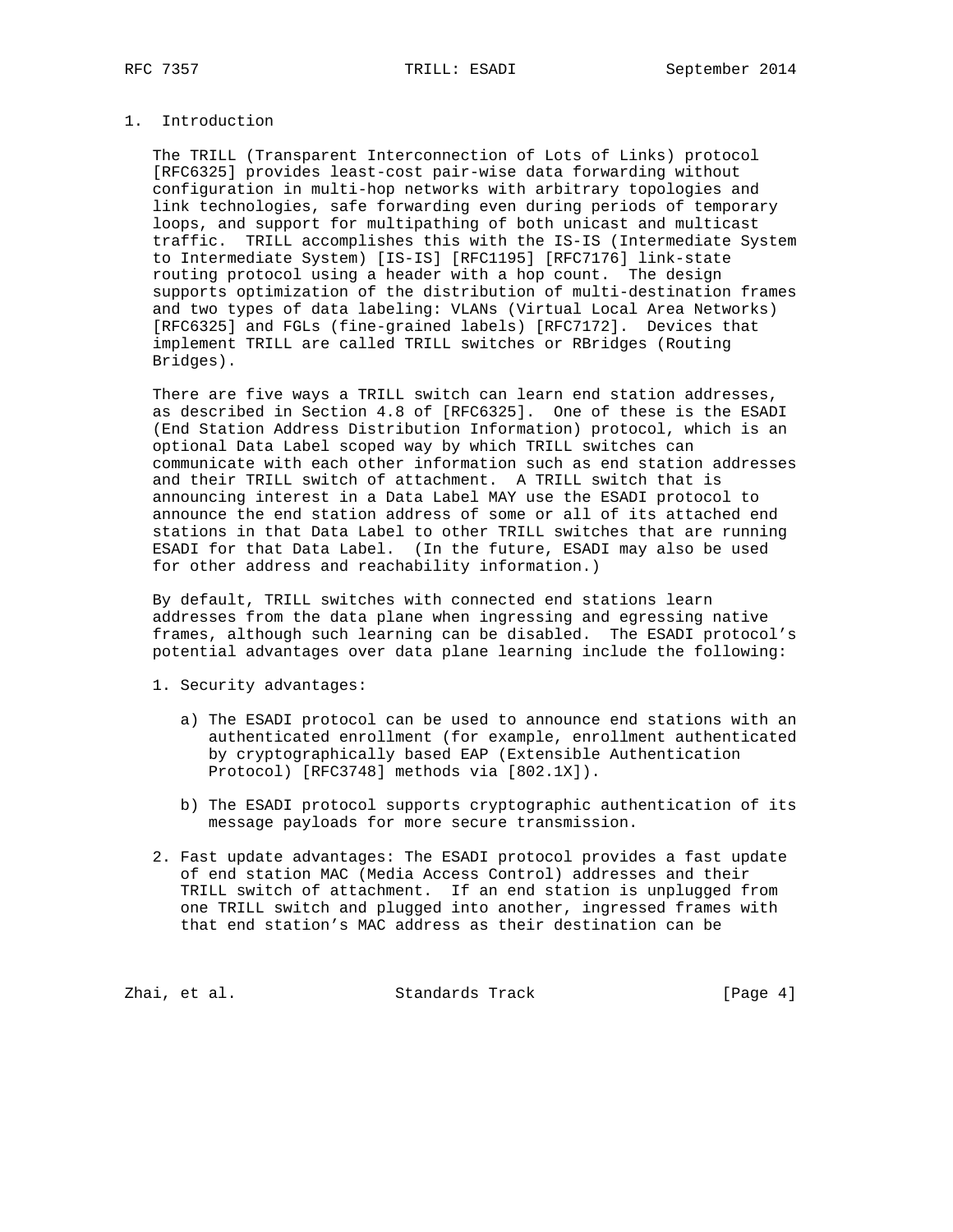## 1. Introduction

The TRILL (Transparent Interconnection of Lots of Links) protocol [RFC6325] provides least-cost pair-wise data forwarding without configuration in multi-hop networks with arbitrary topologies and link technologies, safe forwarding even during periods of temporary loops, and support for multipathing of both unicast and multicast traffic. TRILL accomplishes this with the IS-IS (Intermediate System to Intermediate System) [IS-IS] [RFC1195] [RFC7176] link-state routing protocol using a header with a hop count. The design supports optimization of the distribution of multi-destination frames and two types of data labeling: VLANs (Virtual Local Area Networks) [RFC6325] and FGLs (fine-grained labels) [RFC7172]. Devices that implement TRILL are called TRILL switches or RBridges (Routing Bridges).

There are five ways a TRILL switch can learn end station addresses, as described in Section 4.8 of [RFC6325]. One of these is the ESADI (End Station Address Distribution Information) protocol, which is an optional Data Label scoped way by which TRILL switches can communicate with each other information such as end station addresses and their TRILL switch of attachment. A TRILL switch that is announcing interest in a Data Label MAY use the ESADI protocol to announce the end station address of some or all of its attached end stations in that Data Label to other TRILL switches that are running ESADI for that Data Label. (In the future, ESADI may also be used for other address and reachability information.)

By default, TRILL switches with connected end stations learn addresses from the data plane when ingressing and egressing native frames, although such learning can be disabled. The ESADI protocol's potential advantages over data plane learning include the following:

1. Security advantages:

   a) The ESADI protocol can be used to announce end stations with an authenticated enrollment (for example, enrollment authenticated by cryptographically based EAP (Extensible Authentication Protocol) [RFC3748] methods via [802.1X]).

   b) The ESADI protocol supports cryptographic authentication of its message payloads for more secure transmission.

2. Fast update advantages: The ESADI protocol provides a fast update of end station MAC (Media Access Control) addresses and their TRILL switch of attachment. If an end station is unplugged from one TRILL switch and plugged into another, ingressed frames with that end station's MAC address as their destination can be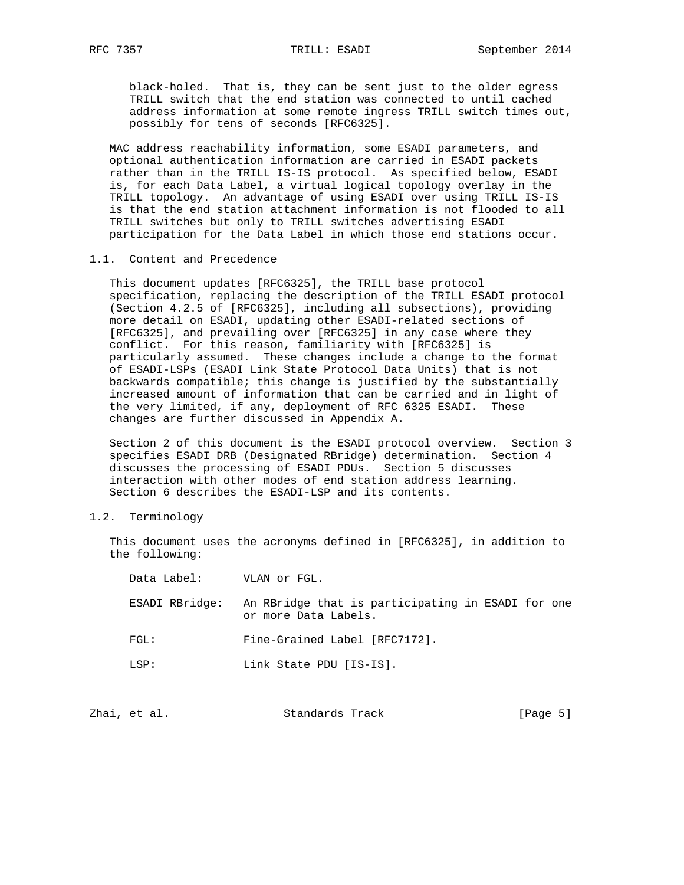black-holed. That is, they can be sent just to the older egress TRILL switch that the end station was connected to until cached address information at some remote ingress TRILL switch times out, possibly for tens of seconds [RFC6325].

MAC address reachability information, some ESADI parameters, and optional authentication information are carried in ESADI packets rather than in the TRILL IS-IS protocol. As specified below, ESADI is, for each Data Label, a virtual logical topology overlay in the TRILL topology. An advantage of using ESADI over using TRILL IS-IS is that the end station attachment information is not flooded to all TRILL switches but only to TRILL switches advertising ESADI participation for the Data Label in which those end stations occur.

### 1.1. Content and Precedence

This document updates [RFC6325], the TRILL base protocol specification, replacing the description of the TRILL ESADI protocol (Section 4.2.5 of [RFC6325], including all subsections), providing more detail on ESADI, updating other ESADI-related sections of [RFC6325], and prevailing over [RFC6325] in any case where they conflict. For this reason, familiarity with [RFC6325] is particularly assumed. These changes include a change to the format of ESADI-LSPs (ESADI Link State Protocol Data Units) that is not backwards compatible; this change is justified by the substantially increased amount of information that can be carried and in light of the very limited, if any, deployment of RFC 6325 ESADI. These changes are further discussed in Appendix A.

Section 2 of this document is the ESADI protocol overview. Section 3 specifies ESADI DRB (Designated RBridge) determination. Section 4 discusses the processing of ESADI PDUs. Section 5 discusses interaction with other modes of end station address learning. Section 6 describes the ESADI-LSP and its contents.

### 1.2. Terminology

This document uses the acronyms defined in [RFC6325], in addition to the following:

Data Label: VLAN or FGL.

ESADI RBridge: An RBridge that is participating in ESADI for one or more Data Labels.

FGL: Fine-Grained Label [RFC7172].

LSP: Link State PDU [IS-IS].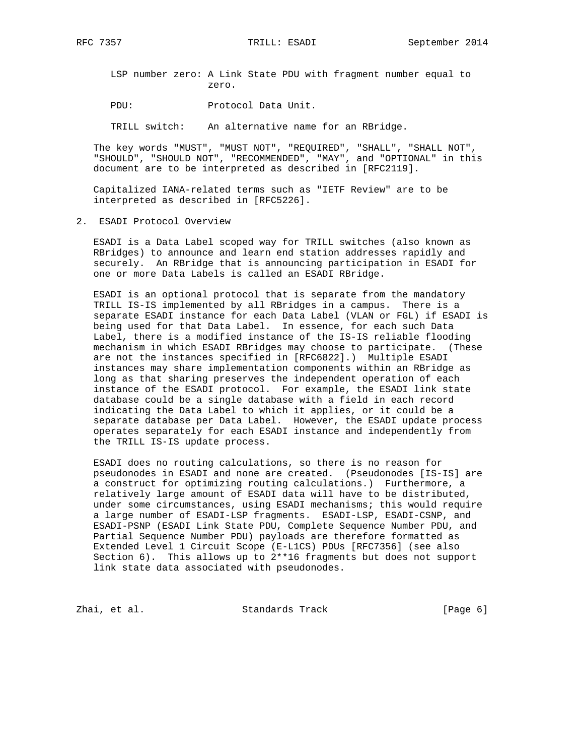LSP number zero: A Link State PDU with fragment number equal to zero.

PDU: Protocol Data Unit.

TRILL switch: An alternative name for an RBridge.

The key words "MUST", "MUST NOT", "REQUIRED", "SHALL", "SHALL NOT", "SHOULD", "SHOULD NOT", "RECOMMENDED", "MAY", and "OPTIONAL" in this document are to be interpreted as described in [RFC2119].

Capitalized IANA-related terms such as "IETF Review" are to be interpreted as described in [RFC5226].

## 2. ESADI Protocol Overview

ESADI is a Data Label scoped way for TRILL switches (also known as RBridges) to announce and learn end station addresses rapidly and securely. An RBridge that is announcing participation in ESADI for one or more Data Labels is called an ESADI RBridge.

ESADI is an optional protocol that is separate from the mandatory TRILL IS-IS implemented by all RBridges in a campus. There is a separate ESADI instance for each Data Label (VLAN or FGL) if ESADI is being used for that Data Label. In essence, for each such Data Label, there is a modified instance of the IS-IS reliable flooding mechanism in which ESADI RBridges may choose to participate. (These are not the instances specified in [RFC6822].) Multiple ESADI instances may share implementation components within an RBridge as long as that sharing preserves the independent operation of each instance of the ESADI protocol. For example, the ESADI link state database could be a single database with a field in each record indicating the Data Label to which it applies, or it could be a separate database per Data Label. However, the ESADI update process operates separately for each ESADI instance and independently from the TRILL IS-IS update process.

ESADI does no routing calculations, so there is no reason for pseudonodes in ESADI and none are created. (Pseudonodes [IS-IS] are a construct for optimizing routing calculations.) Furthermore, a relatively large amount of ESADI data will have to be distributed, under some circumstances, using ESADI mechanisms; this would require a large number of ESADI-LSP fragments. ESADI-LSP, ESADI-CSNP, and ESADI-PSNP (ESADI Link State PDU, Complete Sequence Number PDU, and Partial Sequence Number PDU) payloads are therefore formatted as Extended Level 1 Circuit Scope (E-L1CS) PDUs [RFC7356] (see also Section 6). This allows up to 2**16 fragments but does not support link state data associated with pseudonodes.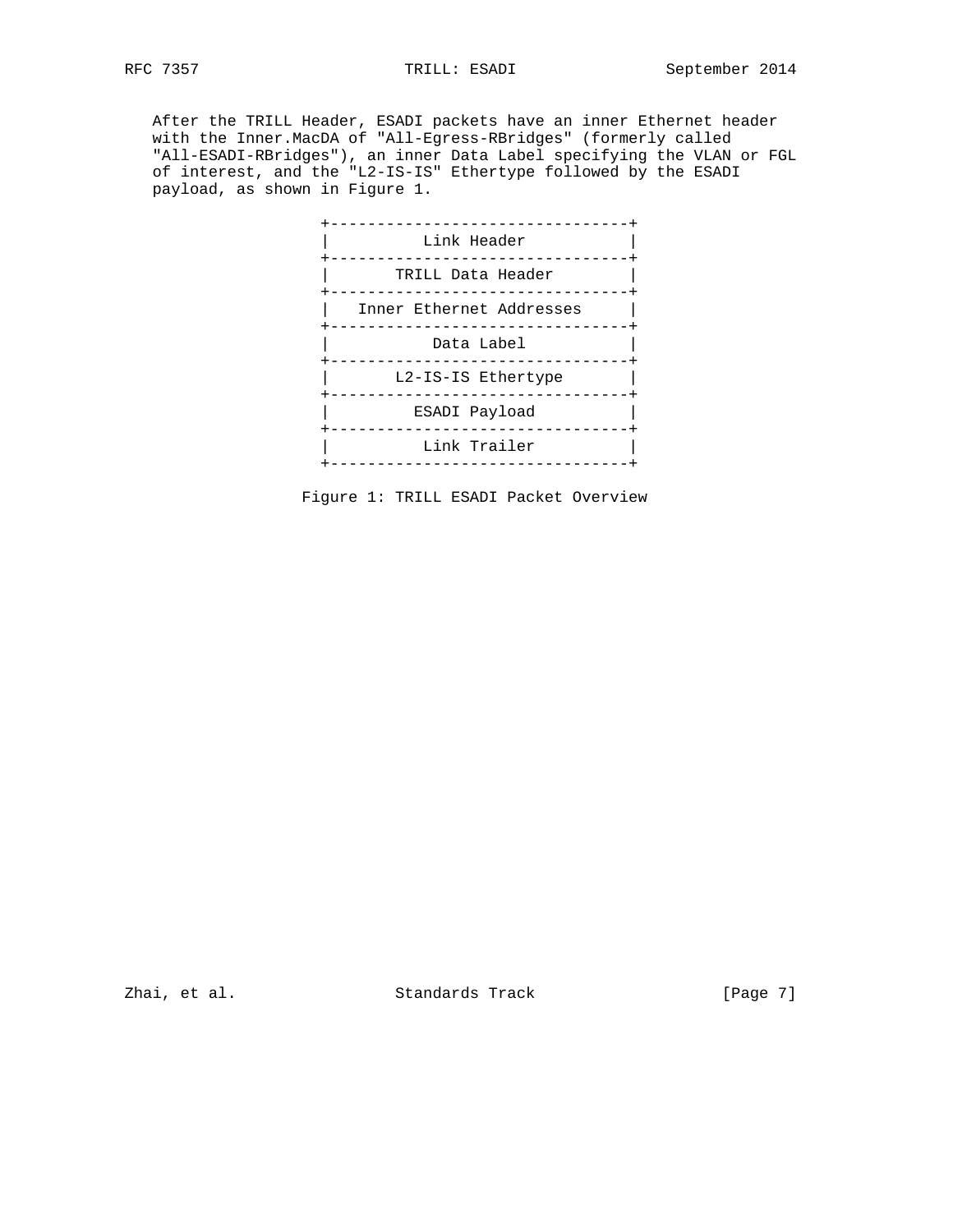After the TRILL Header, ESADI packets have an inner Ethernet header with the Inner.MacDA of "All-Egress-RBridges" (formerly called "All-ESADI-RBridges"), an inner Data Label specifying the VLAN or FGL of interest, and the "L2-IS-IS" Ethertype followed by the ESADI payload, as shown in Figure 1.

```
+--------------------------------+
|          Link Header           |
+--------------------------------+
|       TRILL Data Header        |
+--------------------------------+
|   Inner Ethernet Addresses     |
+--------------------------------+
|           Data Label           |
+--------------------------------+
|       L2-IS-IS Ethertype       |
+--------------------------------+
|         ESADI Payload          |
+--------------------------------+
|          Link Trailer          |
+--------------------------------+
```

Figure 1: TRILL ESADI Packet Overview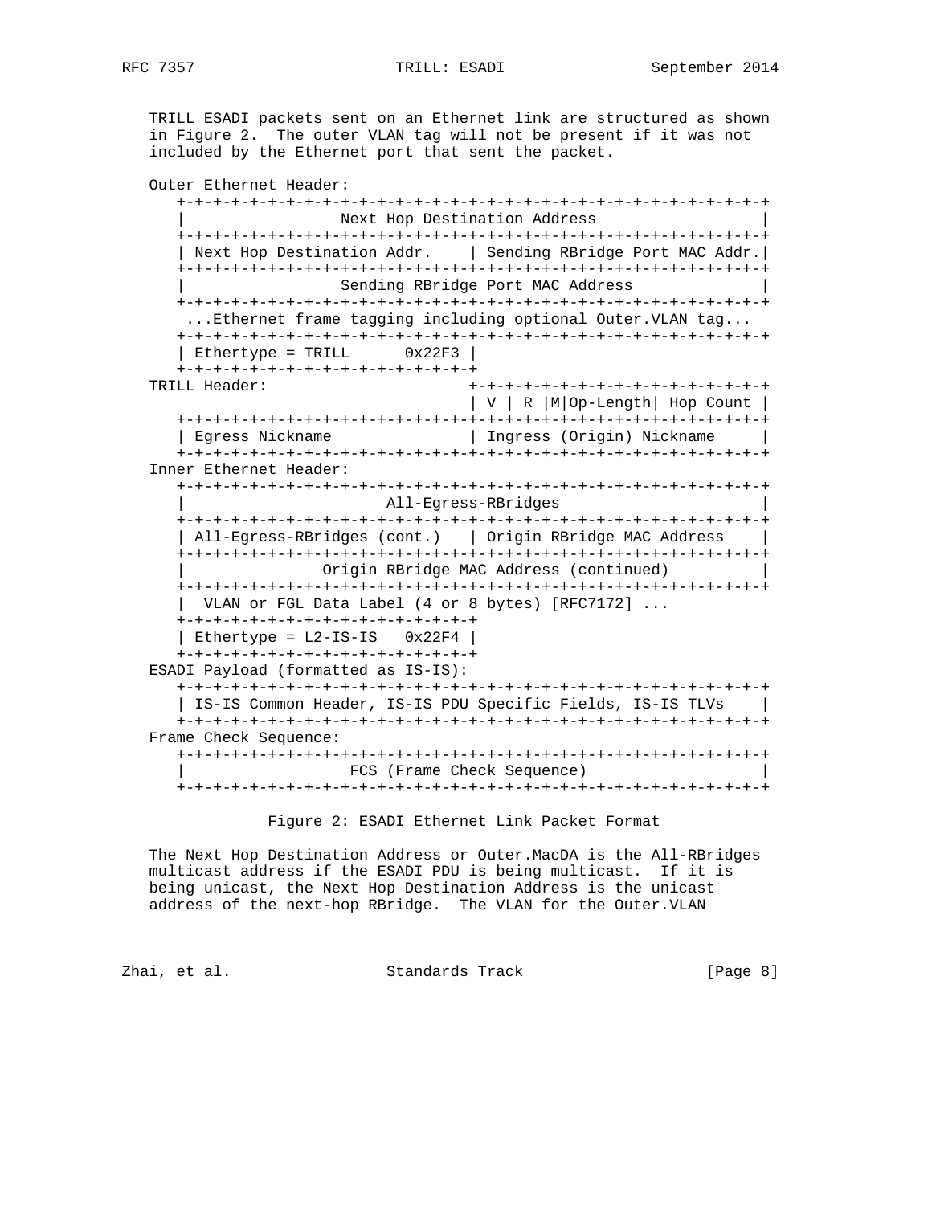TRILL ESADI packets sent on an Ethernet link are structured as shown in Figure 2. The outer VLAN tag will not be present if it was not included by the Ethernet port that sent the packet.

```
Outer Ethernet Header:
   +-+-+-+-+-+-+-+-+-+-+-+-+-+-+-+-+-+-+-+-+-+-+-+-+-+-+-+-+-+-+-+-+
   |                Next Hop Destination Address                   |
   +-+-+-+-+-+-+-+-+-+-+-+-+-+-+-+-+-+-+-+-+-+-+-+-+-+-+-+-+-+-+-+-+
   | Next Hop Destination Addr.    | Sending RBridge Port MAC Addr.|
   +-+-+-+-+-+-+-+-+-+-+-+-+-+-+-+-+-+-+-+-+-+-+-+-+-+-+-+-+-+-+-+-+
   |                Sending RBridge Port MAC Address               |
   +-+-+-+-+-+-+-+-+-+-+-+-+-+-+-+-+-+-+-+-+-+-+-+-+-+-+-+-+-+-+-+-+
    ...Ethernet frame tagging including optional Outer.VLAN tag...
   +-+-+-+-+-+-+-+-+-+-+-+-+-+-+-+-+-+-+-+-+-+-+-+-+-+-+-+-+-+-+-+-+
   | Ethertype = TRILL      0x22F3 |
   +-+-+-+-+-+-+-+-+-+-+-+-+-+-+-+-+
TRILL Header:                    +-+-+-+-+-+-+-+-+-+-+-+-+-+-+-+-+
                                 | V | R |M|Op-Length| Hop Count |
   +-+-+-+-+-+-+-+-+-+-+-+-+-+-+-+-+-+-+-+-+-+-+-+-+-+-+-+-+-+-+-+-+
   | Egress Nickname               | Ingress (Origin) Nickname     |
   +-+-+-+-+-+-+-+-+-+-+-+-+-+-+-+-+-+-+-+-+-+-+-+-+-+-+-+-+-+-+-+-+
Inner Ethernet Header:
   +-+-+-+-+-+-+-+-+-+-+-+-+-+-+-+-+-+-+-+-+-+-+-+-+-+-+-+-+-+-+-+-+
   |                     All-Egress-RBridges                       |
   +-+-+-+-+-+-+-+-+-+-+-+-+-+-+-+-+-+-+-+-+-+-+-+-+-+-+-+-+-+-+-+-+
   | All-Egress-RBridges (cont.)   | Origin RBridge MAC Address    |
   +-+-+-+-+-+-+-+-+-+-+-+-+-+-+-+-+-+-+-+-+-+-+-+-+-+-+-+-+-+-+-+-+
   |              Origin RBridge MAC Address (continued)           |
   +-+-+-+-+-+-+-+-+-+-+-+-+-+-+-+-+-+-+-+-+-+-+-+-+-+-+-+-+-+-+-+-+
   |  VLAN or FGL Data Label (4 or 8 bytes) [RFC7172] ...
   +-+-+-+-+-+-+-+-+-+-+-+-+-+-+-+-+
   | Ethertype = L2-IS-IS   0x22F4 |
   +-+-+-+-+-+-+-+-+-+-+-+-+-+-+-+-+
ESADI Payload (formatted as IS-IS):
   +-+-+-+-+-+-+-+-+-+-+-+-+-+-+-+-+-+-+-+-+-+-+-+-+-+-+-+-+-+-+-+-+
   | IS-IS Common Header, IS-IS PDU Specific Fields, IS-IS TLVs    |
   +-+-+-+-+-+-+-+-+-+-+-+-+-+-+-+-+-+-+-+-+-+-+-+-+-+-+-+-+-+-+-+-+
Frame Check Sequence:
   +-+-+-+-+-+-+-+-+-+-+-+-+-+-+-+-+-+-+-+-+-+-+-+-+-+-+-+-+-+-+-+-+
   |                 FCS (Frame Check Sequence)                    |
   +-+-+-+-+-+-+-+-+-+-+-+-+-+-+-+-+-+-+-+-+-+-+-+-+-+-+-+-+-+-+-+-+
```

Figure 2: ESADI Ethernet Link Packet Format

The Next Hop Destination Address or Outer.MacDA is the All-RBridges multicast address if the ESADI PDU is being multicast. If it is being unicast, the Next Hop Destination Address is the unicast address of the next-hop RBridge. The VLAN for the Outer.VLAN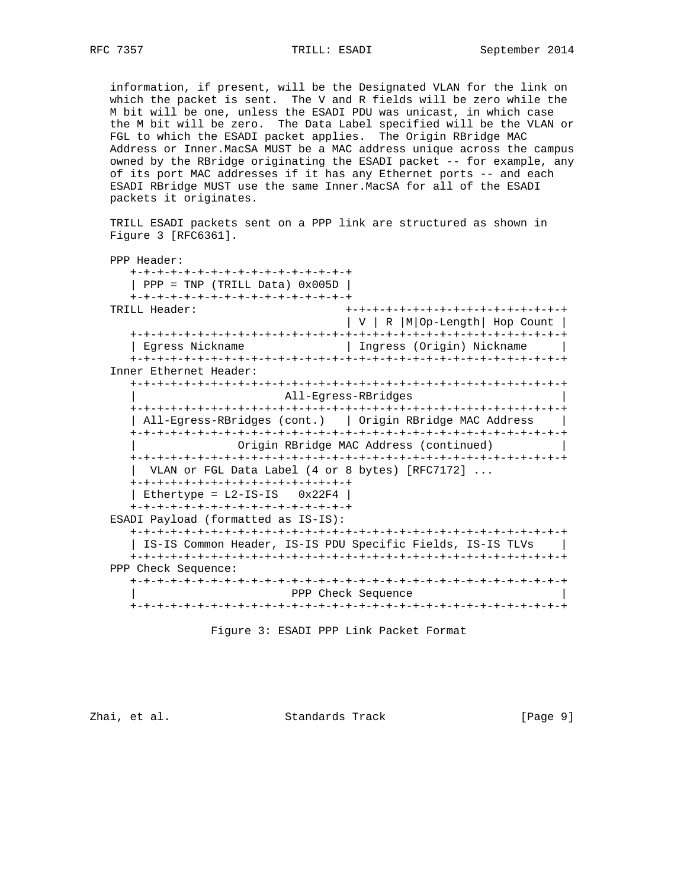information, if present, will be the Designated VLAN for the link on which the packet is sent. The V and R fields will be zero while the M bit will be one, unless the ESADI PDU was unicast, in which case the M bit will be zero. The Data Label specified will be the VLAN or FGL to which the ESADI packet applies. The Origin RBridge MAC Address or Inner.MacSA MUST be a MAC address unique across the campus owned by the RBridge originating the ESADI packet -- for example, any of its port MAC addresses if it has any Ethernet ports -- and each ESADI RBridge MUST use the same Inner.MacSA for all of the ESADI packets it originates.

TRILL ESADI packets sent on a PPP link are structured as shown in Figure 3 [RFC6361].

```
PPP Header:
   +-+-+-+-+-+-+-+-+-+-+-+-+-+-+-+-+
   | PPP = TNP (TRILL Data) 0x005D |
   +-+-+-+-+-+-+-+-+-+-+-+-+-+-+-+-+
TRILL Header:                      +-+-+-+-+-+-+-+-+-+-+-+-+-+-+-+-+
                                   | V | R |M|Op-Length| Hop Count |
   +-+-+-+-+-+-+-+-+-+-+-+-+-+-+-+-+-+-+-+-+-+-+-+-+-+-+-+-+-+-+-+-+
   | Egress Nickname               | Ingress (Origin) Nickname     |
   +-+-+-+-+-+-+-+-+-+-+-+-+-+-+-+-+-+-+-+-+-+-+-+-+-+-+-+-+-+-+-+-+
Inner Ethernet Header:
   +-+-+-+-+-+-+-+-+-+-+-+-+-+-+-+-+-+-+-+-+-+-+-+-+-+-+-+-+-+-+-+-+
   |                     All-Egress-RBridges                       |
   +-+-+-+-+-+-+-+-+-+-+-+-+-+-+-+-+-+-+-+-+-+-+-+-+-+-+-+-+-+-+-+-+
   | All-Egress-RBridges (cont.)   | Origin RBridge MAC Address    |
   +-+-+-+-+-+-+-+-+-+-+-+-+-+-+-+-+-+-+-+-+-+-+-+-+-+-+-+-+-+-+-+-+
   |               Origin RBridge MAC Address (continued)          |
   +-+-+-+-+-+-+-+-+-+-+-+-+-+-+-+-+-+-+-+-+-+-+-+-+-+-+-+-+-+-+-+-+
   |  VLAN or FGL Data Label (4 or 8 bytes) [RFC7172] ...
   +-+-+-+-+-+-+-+-+-+-+-+-+-+-+-+-+
   | Ethertype = L2-IS-IS   0x22F4 |
   +-+-+-+-+-+-+-+-+-+-+-+-+-+-+-+-+
ESADI Payload (formatted as IS-IS):
   +-+-+-+-+-+-+-+-+-+-+-+-+-+-+-+-+-+-+-+-+-+-+-+-+-+-+-+-+-+-+-+-+
   | IS-IS Common Header, IS-IS PDU Specific Fields, IS-IS TLVs    |
   +-+-+-+-+-+-+-+-+-+-+-+-+-+-+-+-+-+-+-+-+-+-+-+-+-+-+-+-+-+-+-+-+
PPP Check Sequence:
   +-+-+-+-+-+-+-+-+-+-+-+-+-+-+-+-+-+-+-+-+-+-+-+-+-+-+-+-+-+-+-+-+
   |                      PPP Check Sequence                       |
   +-+-+-+-+-+-+-+-+-+-+-+-+-+-+-+-+-+-+-+-+-+-+-+-+-+-+-+-+-+-+-+-+
```

Figure 3: ESADI PPP Link Packet Format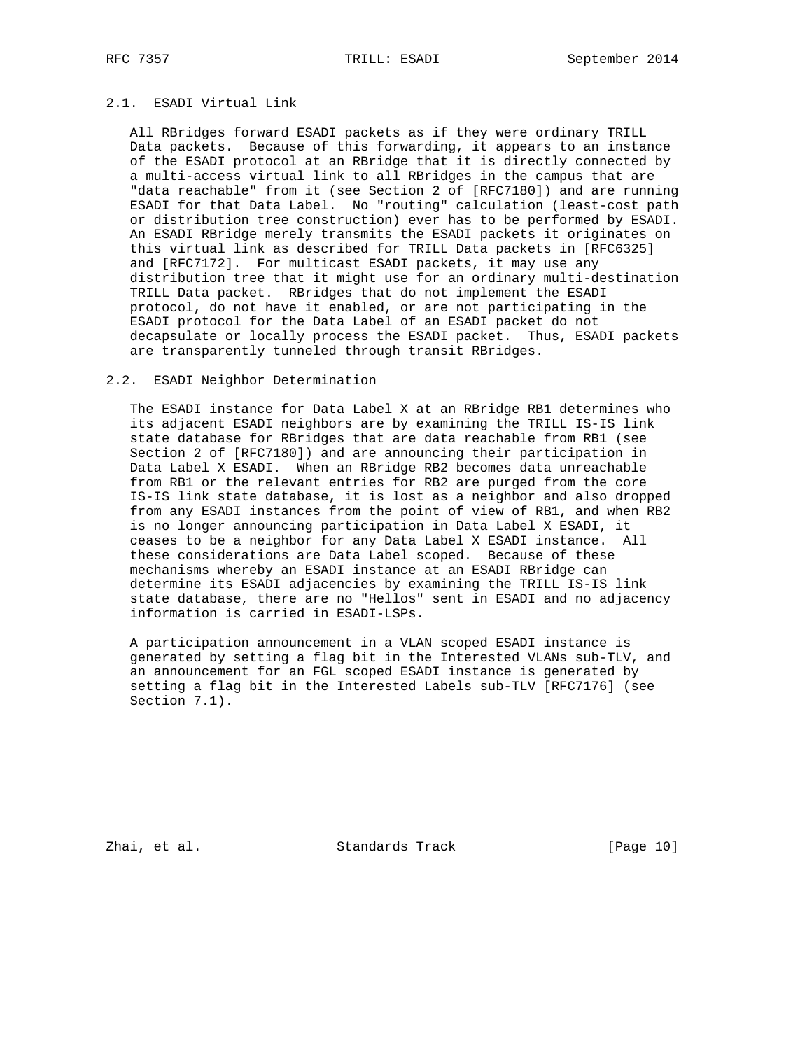### 2.1. ESADI Virtual Link

All RBridges forward ESADI packets as if they were ordinary TRILL Data packets. Because of this forwarding, it appears to an instance of the ESADI protocol at an RBridge that it is directly connected by a multi-access virtual link to all RBridges in the campus that are "data reachable" from it (see Section 2 of [RFC7180]) and are running ESADI for that Data Label. No "routing" calculation (least-cost path or distribution tree construction) ever has to be performed by ESADI. An ESADI RBridge merely transmits the ESADI packets it originates on this virtual link as described for TRILL Data packets in [RFC6325] and [RFC7172]. For multicast ESADI packets, it may use any distribution tree that it might use for an ordinary multi-destination TRILL Data packet. RBridges that do not implement the ESADI protocol, do not have it enabled, or are not participating in the ESADI protocol for the Data Label of an ESADI packet do not decapsulate or locally process the ESADI packet. Thus, ESADI packets are transparently tunneled through transit RBridges.

### 2.2. ESADI Neighbor Determination

The ESADI instance for Data Label X at an RBridge RB1 determines who its adjacent ESADI neighbors are by examining the TRILL IS-IS link state database for RBridges that are data reachable from RB1 (see Section 2 of [RFC7180]) and are announcing their participation in Data Label X ESADI. When an RBridge RB2 becomes data unreachable from RB1 or the relevant entries for RB2 are purged from the core IS-IS link state database, it is lost as a neighbor and also dropped from any ESADI instances from the point of view of RB1, and when RB2 is no longer announcing participation in Data Label X ESADI, it ceases to be a neighbor for any Data Label X ESADI instance. All these considerations are Data Label scoped. Because of these mechanisms whereby an ESADI instance at an ESADI RBridge can determine its ESADI adjacencies by examining the TRILL IS-IS link state database, there are no "Hellos" sent in ESADI and no adjacency information is carried in ESADI-LSPs.

A participation announcement in a VLAN scoped ESADI instance is generated by setting a flag bit in the Interested VLANs sub-TLV, and an announcement for an FGL scoped ESADI instance is generated by setting a flag bit in the Interested Labels sub-TLV [RFC7176] (see Section 7.1).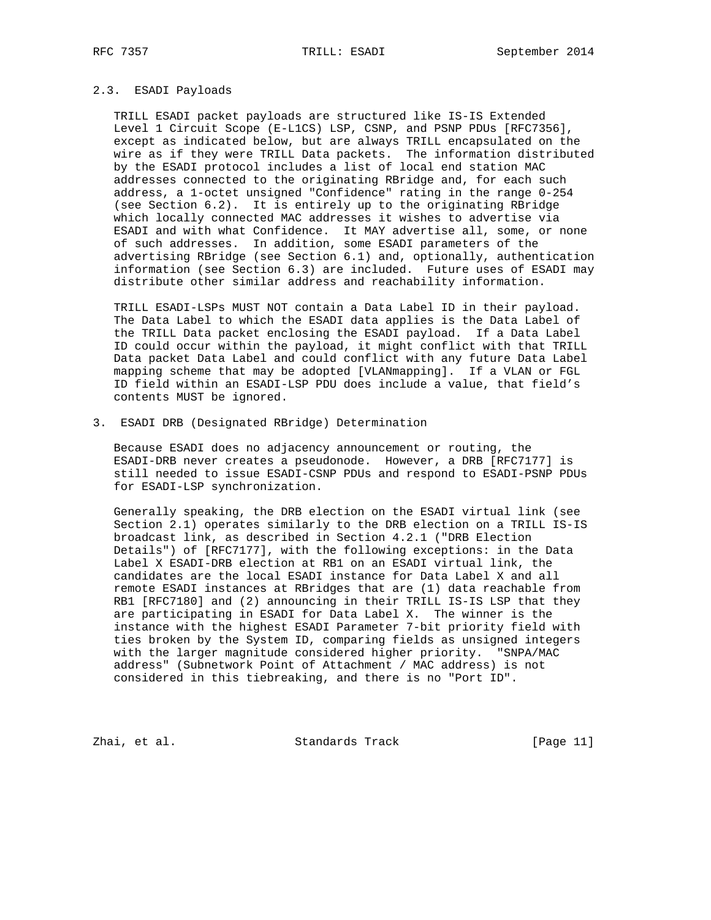### 2.3. ESADI Payloads

TRILL ESADI packet payloads are structured like IS-IS Extended Level 1 Circuit Scope (E-L1CS) LSP, CSNP, and PSNP PDUs [RFC7356], except as indicated below, but are always TRILL encapsulated on the wire as if they were TRILL Data packets. The information distributed by the ESADI protocol includes a list of local end station MAC addresses connected to the originating RBridge and, for each such address, a 1-octet unsigned "Confidence" rating in the range 0-254 (see Section 6.2). It is entirely up to the originating RBridge which locally connected MAC addresses it wishes to advertise via ESADI and with what Confidence. It MAY advertise all, some, or none of such addresses. In addition, some ESADI parameters of the advertising RBridge (see Section 6.1) and, optionally, authentication information (see Section 6.3) are included. Future uses of ESADI may distribute other similar address and reachability information.

TRILL ESADI-LSPs MUST NOT contain a Data Label ID in their payload. The Data Label to which the ESADI data applies is the Data Label of the TRILL Data packet enclosing the ESADI payload. If a Data Label ID could occur within the payload, it might conflict with that TRILL Data packet Data Label and could conflict with any future Data Label mapping scheme that may be adopted [VLANmapping]. If a VLAN or FGL ID field within an ESADI-LSP PDU does include a value, that field's contents MUST be ignored.

## 3. ESADI DRB (Designated RBridge) Determination

Because ESADI does no adjacency announcement or routing, the ESADI-DRB never creates a pseudonode. However, a DRB [RFC7177] is still needed to issue ESADI-CSNP PDUs and respond to ESADI-PSNP PDUs for ESADI-LSP synchronization.

Generally speaking, the DRB election on the ESADI virtual link (see Section 2.1) operates similarly to the DRB election on a TRILL IS-IS broadcast link, as described in Section 4.2.1 ("DRB Election Details") of [RFC7177], with the following exceptions: in the Data Label X ESADI-DRB election at RB1 on an ESADI virtual link, the candidates are the local ESADI instance for Data Label X and all remote ESADI instances at RBridges that are (1) data reachable from RB1 [RFC7180] and (2) announcing in their TRILL IS-IS LSP that they are participating in ESADI for Data Label X. The winner is the instance with the highest ESADI Parameter 7-bit priority field with ties broken by the System ID, comparing fields as unsigned integers with the larger magnitude considered higher priority. "SNPA/MAC address" (Subnetwork Point of Attachment / MAC address) is not considered in this tiebreaking, and there is no "Port ID".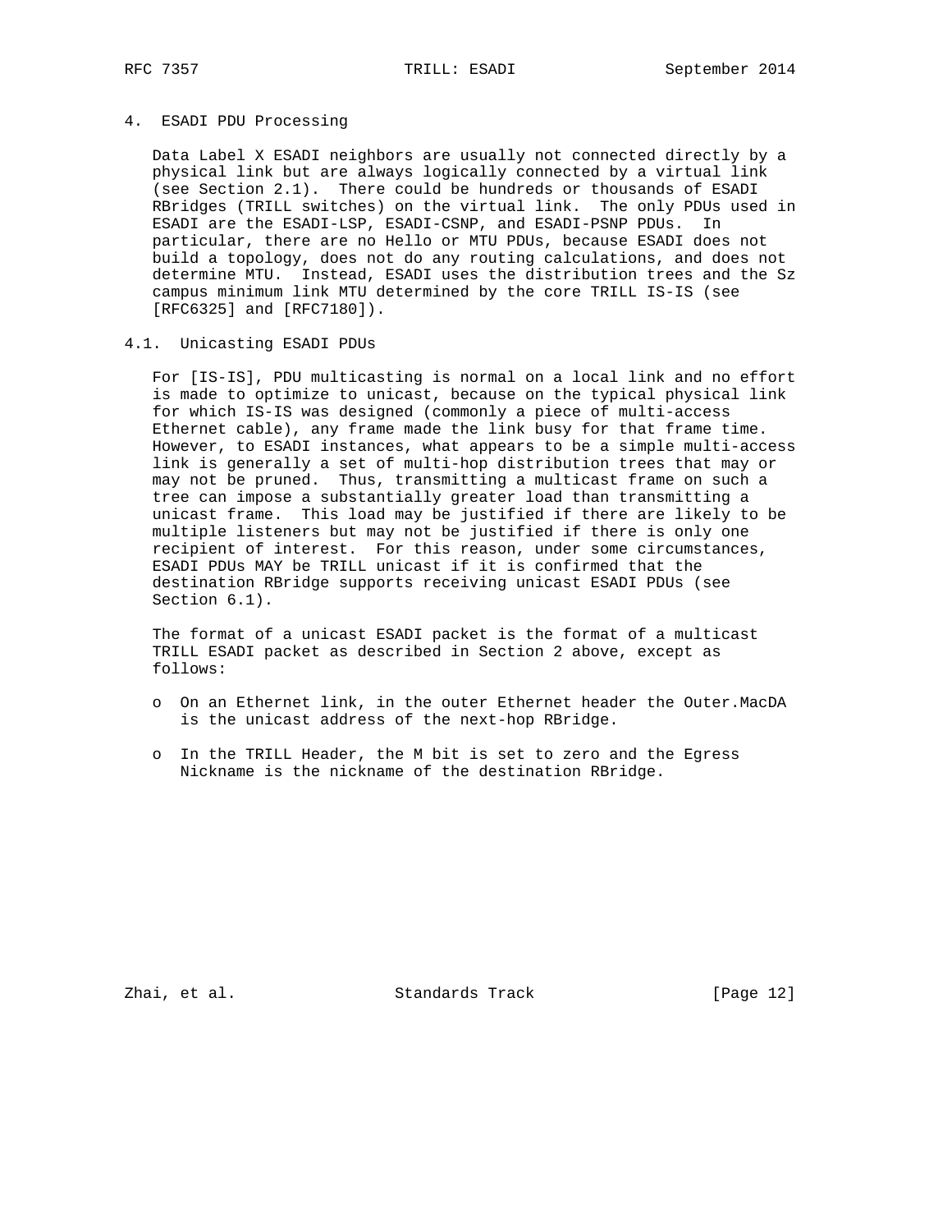## 4. ESADI PDU Processing

Data Label X ESADI neighbors are usually not connected directly by a physical link but are always logically connected by a virtual link (see Section 2.1). There could be hundreds or thousands of ESADI RBridges (TRILL switches) on the virtual link. The only PDUs used in ESADI are the ESADI-LSP, ESADI-CSNP, and ESADI-PSNP PDUs. In particular, there are no Hello or MTU PDUs, because ESADI does not build a topology, does not do any routing calculations, and does not determine MTU. Instead, ESADI uses the distribution trees and the Sz campus minimum link MTU determined by the core TRILL IS-IS (see [RFC6325] and [RFC7180]).

### 4.1. Unicasting ESADI PDUs

For [IS-IS], PDU multicasting is normal on a local link and no effort is made to optimize to unicast, because on the typical physical link for which IS-IS was designed (commonly a piece of multi-access Ethernet cable), any frame made the link busy for that frame time. However, to ESADI instances, what appears to be a simple multi-access link is generally a set of multi-hop distribution trees that may or may not be pruned. Thus, transmitting a multicast frame on such a tree can impose a substantially greater load than transmitting a unicast frame. This load may be justified if there are likely to be multiple listeners but may not be justified if there is only one recipient of interest. For this reason, under some circumstances, ESADI PDUs MAY be TRILL unicast if it is confirmed that the destination RBridge supports receiving unicast ESADI PDUs (see Section 6.1).

The format of a unicast ESADI packet is the format of a multicast TRILL ESADI packet as described in Section 2 above, except as follows:

- On an Ethernet link, in the outer Ethernet header the Outer.MacDA is the unicast address of the next-hop RBridge.
- In the TRILL Header, the M bit is set to zero and the Egress Nickname is the nickname of the destination RBridge.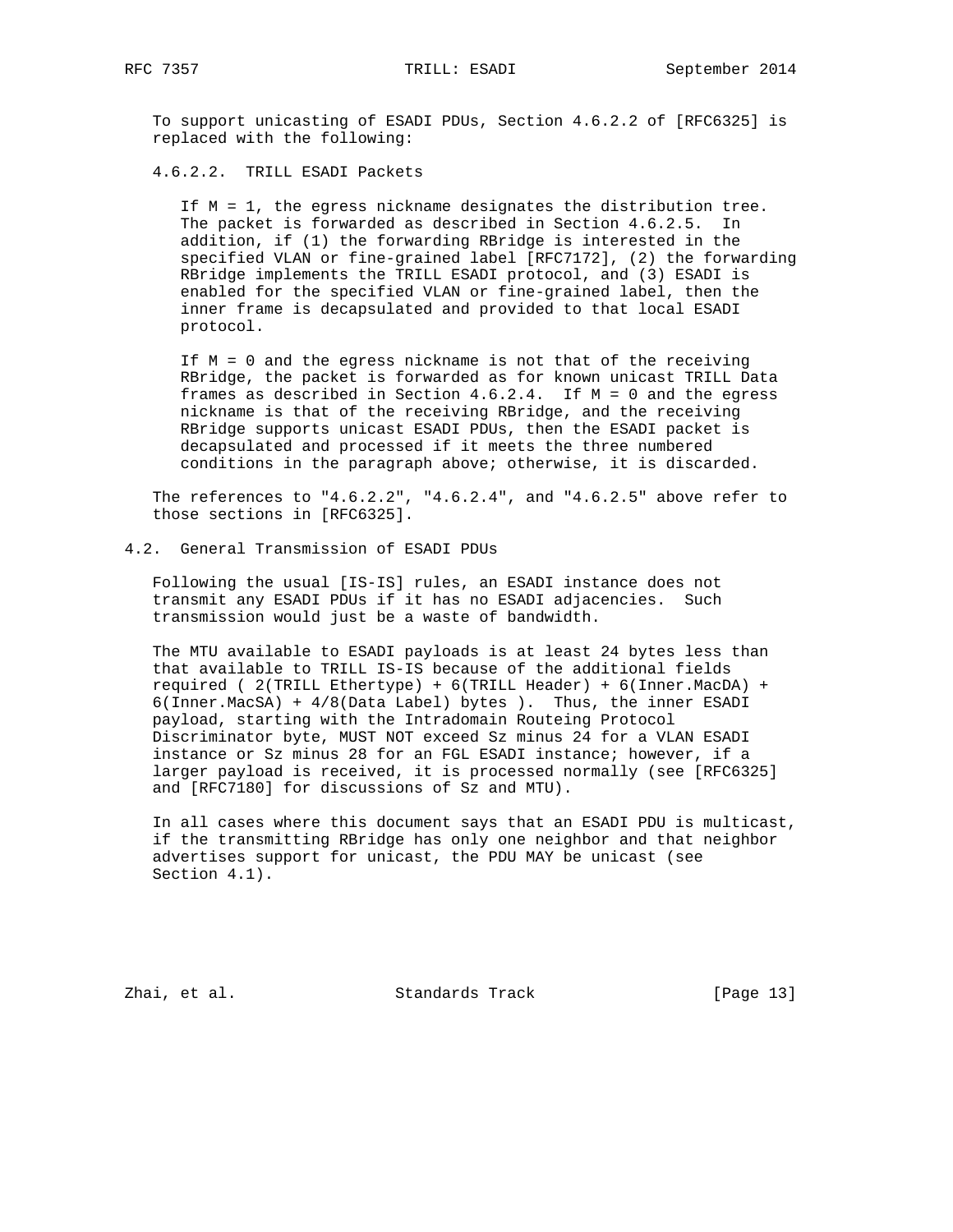To support unicasting of ESADI PDUs, Section 4.6.2.2 of [RFC6325] is replaced with the following:

4.6.2.2. TRILL ESADI Packets

If M = 1, the egress nickname designates the distribution tree. The packet is forwarded as described in Section 4.6.2.5. In addition, if (1) the forwarding RBridge is interested in the specified VLAN or fine-grained label [RFC7172], (2) the forwarding RBridge implements the TRILL ESADI protocol, and (3) ESADI is enabled for the specified VLAN or fine-grained label, then the inner frame is decapsulated and provided to that local ESADI protocol.

If M = 0 and the egress nickname is not that of the receiving RBridge, the packet is forwarded as for known unicast TRILL Data frames as described in Section 4.6.2.4. If M = 0 and the egress nickname is that of the receiving RBridge, and the receiving RBridge supports unicast ESADI PDUs, then the ESADI packet is decapsulated and processed if it meets the three numbered conditions in the paragraph above; otherwise, it is discarded.

The references to "4.6.2.2", "4.6.2.4", and "4.6.2.5" above refer to those sections in [RFC6325].

## 4.2. General Transmission of ESADI PDUs

Following the usual [IS-IS] rules, an ESADI instance does not transmit any ESADI PDUs if it has no ESADI adjacencies. Such transmission would just be a waste of bandwidth.

The MTU available to ESADI payloads is at least 24 bytes less than that available to TRILL IS-IS because of the additional fields required ( 2(TRILL Ethertype) + 6(TRILL Header) + 6(Inner.MacDA) + 6(Inner.MacSA) + 4/8(Data Label) bytes ). Thus, the inner ESADI payload, starting with the Intradomain Routeing Protocol Discriminator byte, MUST NOT exceed Sz minus 24 for a VLAN ESADI instance or Sz minus 28 for an FGL ESADI instance; however, if a larger payload is received, it is processed normally (see [RFC6325] and [RFC7180] for discussions of Sz and MTU).

In all cases where this document says that an ESADI PDU is multicast, if the transmitting RBridge has only one neighbor and that neighbor advertises support for unicast, the PDU MAY be unicast (see Section 4.1).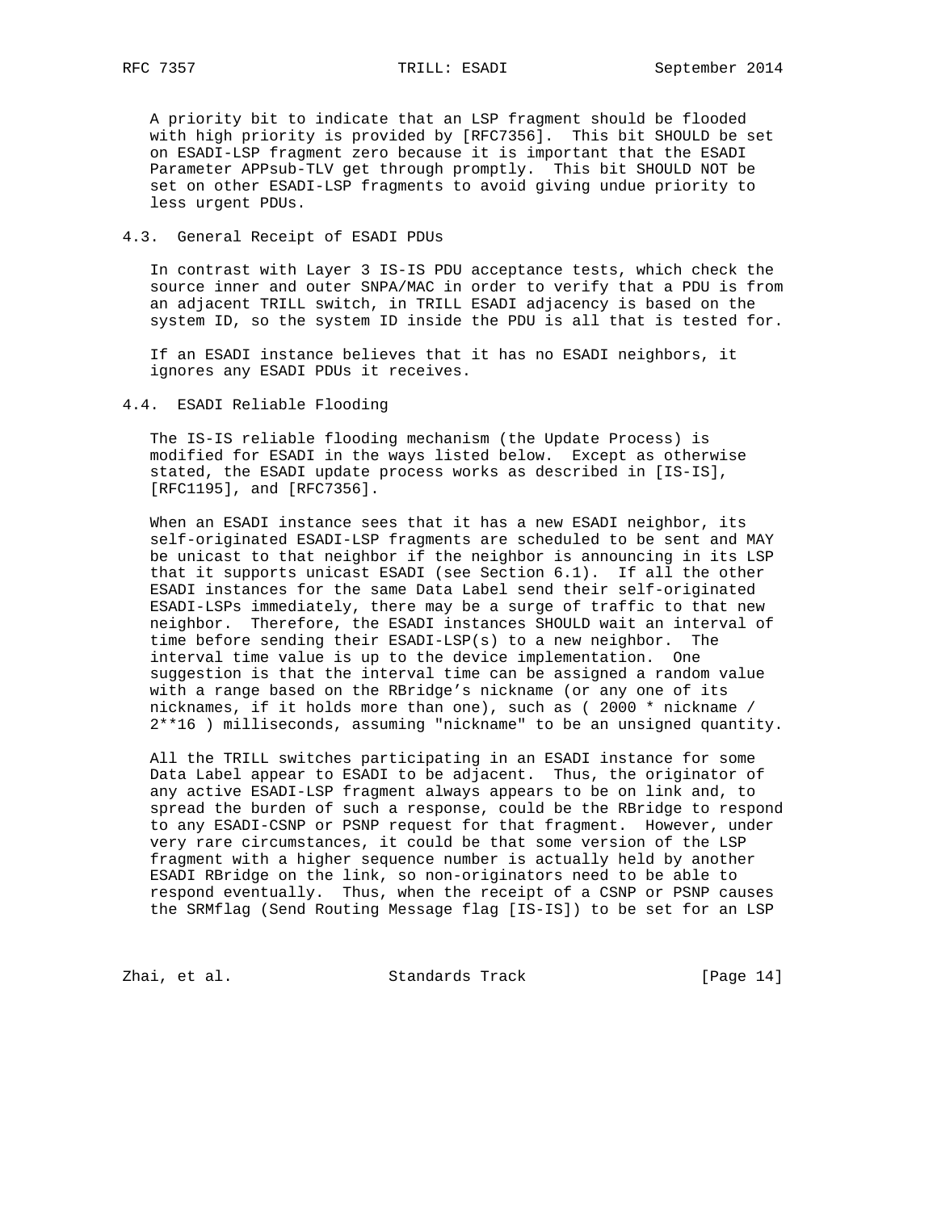A priority bit to indicate that an LSP fragment should be flooded with high priority is provided by [RFC7356]. This bit SHOULD be set on ESADI-LSP fragment zero because it is important that the ESADI Parameter APPsub-TLV get through promptly. This bit SHOULD NOT be set on other ESADI-LSP fragments to avoid giving undue priority to less urgent PDUs.

### 4.3. General Receipt of ESADI PDUs

In contrast with Layer 3 IS-IS PDU acceptance tests, which check the source inner and outer SNPA/MAC in order to verify that a PDU is from an adjacent TRILL switch, in TRILL ESADI adjacency is based on the system ID, so the system ID inside the PDU is all that is tested for.

If an ESADI instance believes that it has no ESADI neighbors, it ignores any ESADI PDUs it receives.

### 4.4. ESADI Reliable Flooding

The IS-IS reliable flooding mechanism (the Update Process) is modified for ESADI in the ways listed below. Except as otherwise stated, the ESADI update process works as described in [IS-IS], [RFC1195], and [RFC7356].

When an ESADI instance sees that it has a new ESADI neighbor, its self-originated ESADI-LSP fragments are scheduled to be sent and MAY be unicast to that neighbor if the neighbor is announcing in its LSP that it supports unicast ESADI (see Section 6.1). If all the other ESADI instances for the same Data Label send their self-originated ESADI-LSPs immediately, there may be a surge of traffic to that new neighbor. Therefore, the ESADI instances SHOULD wait an interval of time before sending their ESADI-LSP(s) to a new neighbor. The interval time value is up to the device implementation. One suggestion is that the interval time can be assigned a random value with a range based on the RBridge's nickname (or any one of its nicknames, if it holds more than one), such as ( 2000 * nickname / 2**16 ) milliseconds, assuming "nickname" to be an unsigned quantity.

All the TRILL switches participating in an ESADI instance for some Data Label appear to ESADI to be adjacent. Thus, the originator of any active ESADI-LSP fragment always appears to be on link and, to spread the burden of such a response, could be the RBridge to respond to any ESADI-CSNP or PSNP request for that fragment. However, under very rare circumstances, it could be that some version of the LSP fragment with a higher sequence number is actually held by another ESADI RBridge on the link, so non-originators need to be able to respond eventually. Thus, when the receipt of a CSNP or PSNP causes the SRMflag (Send Routing Message flag [IS-IS]) to be set for an LSP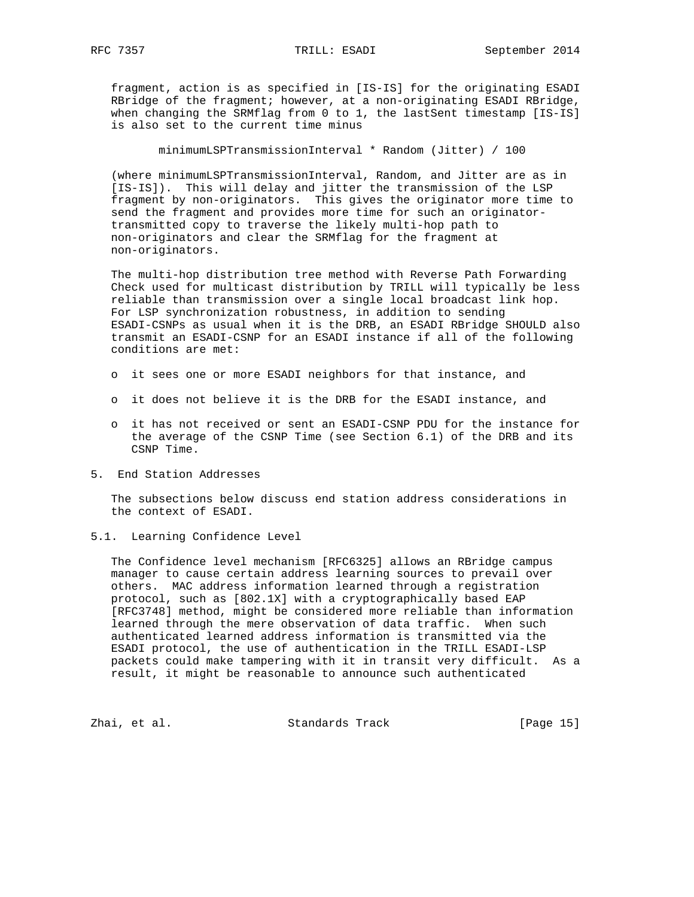fragment, action is as specified in [IS-IS] for the originating ESADI RBridge of the fragment; however, at a non-originating ESADI RBridge, when changing the SRMflag from 0 to 1, the lastSent timestamp [IS-IS] is also set to the current time minus

```
minimumLSPTransmissionInterval * Random (Jitter) / 100
```

(where minimumLSPTransmissionInterval, Random, and Jitter are as in [IS-IS]). This will delay and jitter the transmission of the LSP fragment by non-originators. This gives the originator more time to send the fragment and provides more time for such an originator-transmitted copy to traverse the likely multi-hop path to non-originators and clear the SRMflag for the fragment at non-originators.

The multi-hop distribution tree method with Reverse Path Forwarding Check used for multicast distribution by TRILL will typically be less reliable than transmission over a single local broadcast link hop. For LSP synchronization robustness, in addition to sending ESADI-CSNPs as usual when it is the DRB, an ESADI RBridge SHOULD also transmit an ESADI-CSNP for an ESADI instance if all of the following conditions are met:

- it sees one or more ESADI neighbors for that instance, and
- it does not believe it is the DRB for the ESADI instance, and
- it has not received or sent an ESADI-CSNP PDU for the instance for the average of the CSNP Time (see Section 6.1) of the DRB and its CSNP Time.

# 5. End Station Addresses

The subsections below discuss end station address considerations in the context of ESADI.

## 5.1. Learning Confidence Level

The Confidence level mechanism [RFC6325] allows an RBridge campus manager to cause certain address learning sources to prevail over others. MAC address information learned through a registration protocol, such as [802.1X] with a cryptographically based EAP [RFC3748] method, might be considered more reliable than information learned through the mere observation of data traffic. When such authenticated learned address information is transmitted via the ESADI protocol, the use of authentication in the TRILL ESADI-LSP packets could make tampering with it in transit very difficult. As a result, it might be reasonable to announce such authenticated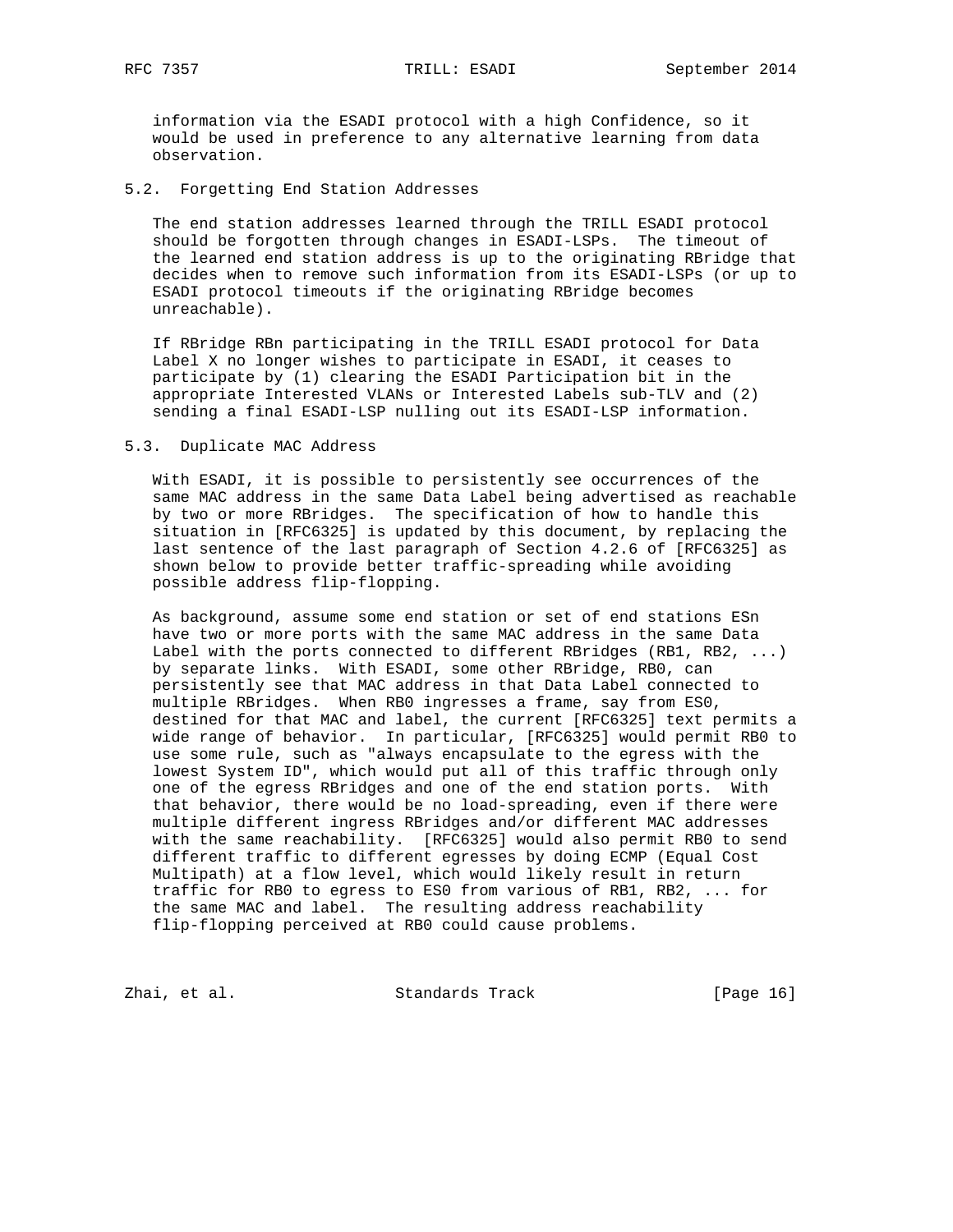information via the ESADI protocol with a high Confidence, so it would be used in preference to any alternative learning from data observation.

## 5.2. Forgetting End Station Addresses

The end station addresses learned through the TRILL ESADI protocol should be forgotten through changes in ESADI-LSPs. The timeout of the learned end station address is up to the originating RBridge that decides when to remove such information from its ESADI-LSPs (or up to ESADI protocol timeouts if the originating RBridge becomes unreachable).

If RBridge RBn participating in the TRILL ESADI protocol for Data Label X no longer wishes to participate in ESADI, it ceases to participate by (1) clearing the ESADI Participation bit in the appropriate Interested VLANs or Interested Labels sub-TLV and (2) sending a final ESADI-LSP nulling out its ESADI-LSP information.

## 5.3. Duplicate MAC Address

With ESADI, it is possible to persistently see occurrences of the same MAC address in the same Data Label being advertised as reachable by two or more RBridges. The specification of how to handle this situation in [RFC6325] is updated by this document, by replacing the last sentence of the last paragraph of Section 4.2.6 of [RFC6325] as shown below to provide better traffic-spreading while avoiding possible address flip-flopping.

As background, assume some end station or set of end stations ESn have two or more ports with the same MAC address in the same Data Label with the ports connected to different RBridges (RB1, RB2, ...) by separate links. With ESADI, some other RBridge, RB0, can persistently see that MAC address in that Data Label connected to multiple RBridges. When RB0 ingresses a frame, say from ES0, destined for that MAC and label, the current [RFC6325] text permits a wide range of behavior. In particular, [RFC6325] would permit RB0 to use some rule, such as "always encapsulate to the egress with the lowest System ID", which would put all of this traffic through only one of the egress RBridges and one of the end station ports. With that behavior, there would be no load-spreading, even if there were multiple different ingress RBridges and/or different MAC addresses with the same reachability. [RFC6325] would also permit RB0 to send different traffic to different egresses by doing ECMP (Equal Cost Multipath) at a flow level, which would likely result in return traffic for RB0 to egress to ES0 from various of RB1, RB2, ... for the same MAC and label. The resulting address reachability flip-flopping perceived at RB0 could cause problems.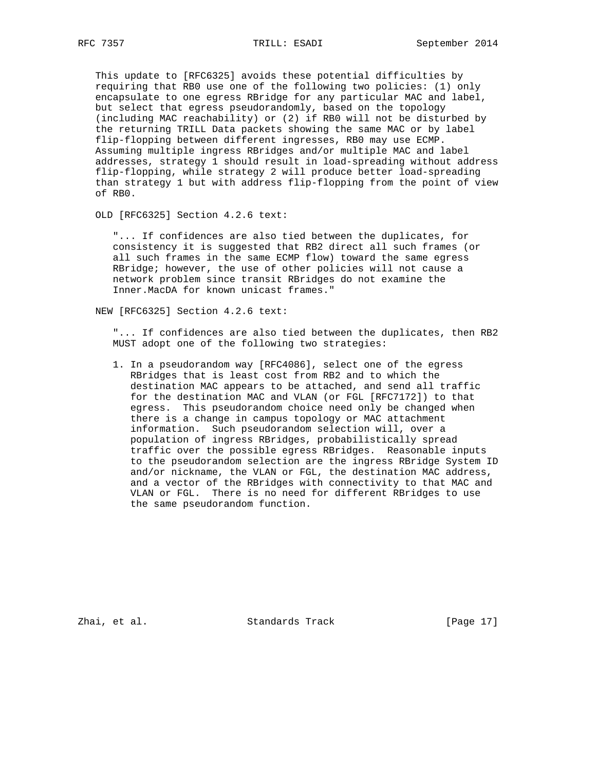This update to [RFC6325] avoids these potential difficulties by requiring that RB0 use one of the following two policies: (1) only encapsulate to one egress RBridge for any particular MAC and label, but select that egress pseudorandomly, based on the topology (including MAC reachability) or (2) if RB0 will not be disturbed by the returning TRILL Data packets showing the same MAC or by label flip-flopping between different ingresses, RB0 may use ECMP. Assuming multiple ingress RBridges and/or multiple MAC and label addresses, strategy 1 should result in load-spreading without address flip-flopping, while strategy 2 will produce better load-spreading than strategy 1 but with address flip-flopping from the point of view of RB0.

OLD [RFC6325] Section 4.2.6 text:

> "... If confidences are also tied between the duplicates, for consistency it is suggested that RB2 direct all such frames (or all such frames in the same ECMP flow) toward the same egress RBridge; however, the use of other policies will not cause a network problem since transit RBridges do not examine the Inner.MacDA for known unicast frames."

NEW [RFC6325] Section 4.2.6 text:

> "... If confidences are also tied between the duplicates, then RB2 MUST adopt one of the following two strategies:
>
> 1. In a pseudorandom way [RFC4086], select one of the egress RBridges that is least cost from RB2 and to which the destination MAC appears to be attached, and send all traffic for the destination MAC and VLAN (or FGL [RFC7172]) to that egress. This pseudorandom choice need only be changed when there is a change in campus topology or MAC attachment information. Such pseudorandom selection will, over a population of ingress RBridges, probabilistically spread traffic over the possible egress RBridges. Reasonable inputs to the pseudorandom selection are the ingress RBridge System ID and/or nickname, the VLAN or FGL, the destination MAC address, and a vector of the RBridges with connectivity to that MAC and VLAN or FGL. There is no need for different RBridges to use the same pseudorandom function.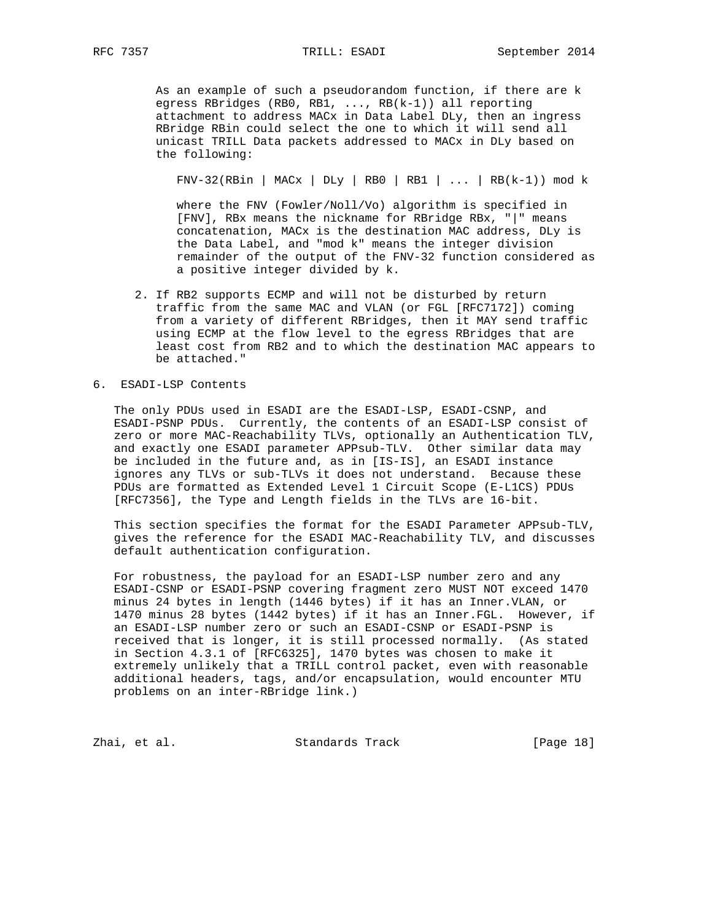As an example of such a pseudorandom function, if there are k egress RBridges (RB0, RB1, ..., RB(k-1)) all reporting attachment to address MACx in Data Label DLy, then an ingress RBridge RBin could select the one to which it will send all unicast TRILL Data packets addressed to MACx in DLy based on the following:

```
FNV-32(RBin | MACx | DLy | RB0 | RB1 | ... | RB(k-1)) mod k
```

where the FNV (Fowler/Noll/Vo) algorithm is specified in [FNV], RBx means the nickname for RBridge RBx, "|" means concatenation, MACx is the destination MAC address, DLy is the Data Label, and "mod k" means the integer division remainder of the output of the FNV-32 function considered as a positive integer divided by k.

2. If RB2 supports ECMP and will not be disturbed by return traffic from the same MAC and VLAN (or FGL [RFC7172]) coming from a variety of different RBridges, then it MAY send traffic using ECMP at the flow level to the egress RBridges that are least cost from RB2 and to which the destination MAC appears to be attached."

## 6. ESADI-LSP Contents

The only PDUs used in ESADI are the ESADI-LSP, ESADI-CSNP, and ESADI-PSNP PDUs. Currently, the contents of an ESADI-LSP consist of zero or more MAC-Reachability TLVs, optionally an Authentication TLV, and exactly one ESADI parameter APPsub-TLV. Other similar data may be included in the future and, as in [IS-IS], an ESADI instance ignores any TLVs or sub-TLVs it does not understand. Because these PDUs are formatted as Extended Level 1 Circuit Scope (E-L1CS) PDUs [RFC7356], the Type and Length fields in the TLVs are 16-bit.

This section specifies the format for the ESADI Parameter APPsub-TLV, gives the reference for the ESADI MAC-Reachability TLV, and discusses default authentication configuration.

For robustness, the payload for an ESADI-LSP number zero and any ESADI-CSNP or ESADI-PSNP covering fragment zero MUST NOT exceed 1470 minus 24 bytes in length (1446 bytes) if it has an Inner.VLAN, or 1470 minus 28 bytes (1442 bytes) if it has an Inner.FGL. However, if an ESADI-LSP number zero or such an ESADI-CSNP or ESADI-PSNP is received that is longer, it is still processed normally. (As stated in Section 4.3.1 of [RFC6325], 1470 bytes was chosen to make it extremely unlikely that a TRILL control packet, even with reasonable additional headers, tags, and/or encapsulation, would encounter MTU problems on an inter-RBridge link.)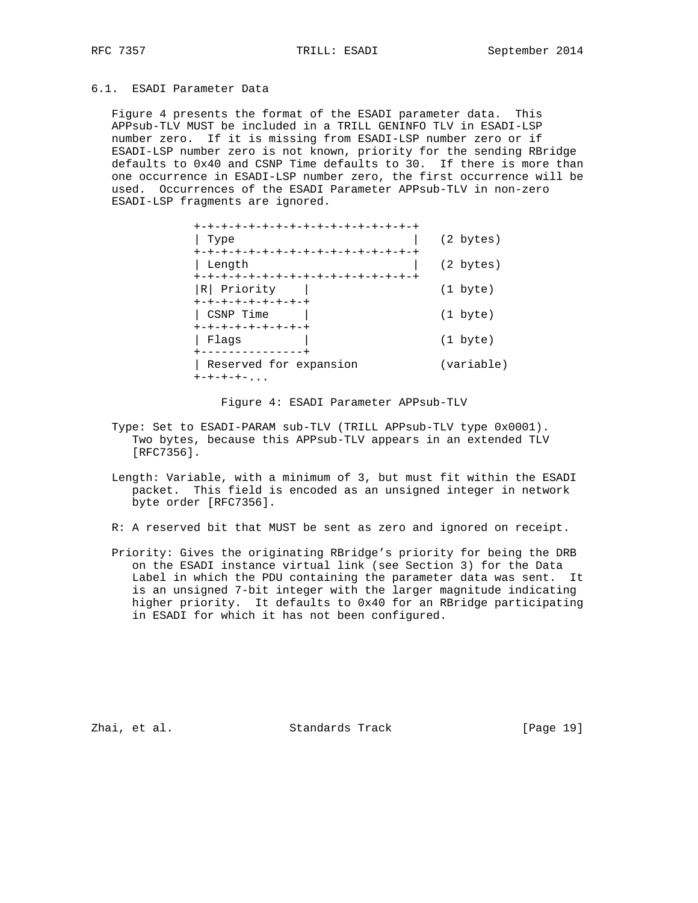### 6.1. ESADI Parameter Data

Figure 4 presents the format of the ESADI parameter data. This APPsub-TLV MUST be included in a TRILL GENINFO TLV in ESADI-LSP number zero. If it is missing from ESADI-LSP number zero or if ESADI-LSP number zero is not known, priority for the sending RBridge defaults to 0x40 and CSNP Time defaults to 30. If there is more than one occurrence in ESADI-LSP number zero, the first occurrence will be used. Occurrences of the ESADI Parameter APPsub-TLV in non-zero ESADI-LSP fragments are ignored.

```
+-+-+-+-+-+-+-+-+-+-+-+-+-+-+-+-+
| Type                          |   (2 bytes)
+-+-+-+-+-+-+-+-+-+-+-+-+-+-+-+-+
| Length                        |   (2 bytes)
+-+-+-+-+-+-+-+-+-+-+-+-+-+-+-+-+
|R| Priority    |                   (1 byte)
+-+-+-+-+-+-+-+-+
| CSNP Time     |                   (1 byte)
+-+-+-+-+-+-+-+-+
| Flags         |                   (1 byte)
+---------------+
| Reserved for expansion            (variable)
+-+-+-+-...
```

Figure 4: ESADI Parameter APPsub-TLV

Type: Set to ESADI-PARAM sub-TLV (TRILL APPsub-TLV type 0x0001). Two bytes, because this APPsub-TLV appears in an extended TLV [RFC7356].

Length: Variable, with a minimum of 3, but must fit within the ESADI packet. This field is encoded as an unsigned integer in network byte order [RFC7356].

R: A reserved bit that MUST be sent as zero and ignored on receipt.

Priority: Gives the originating RBridge's priority for being the DRB on the ESADI instance virtual link (see Section 3) for the Data Label in which the PDU containing the parameter data was sent. It is an unsigned 7-bit integer with the larger magnitude indicating higher priority. It defaults to 0x40 for an RBridge participating in ESADI for which it has not been configured.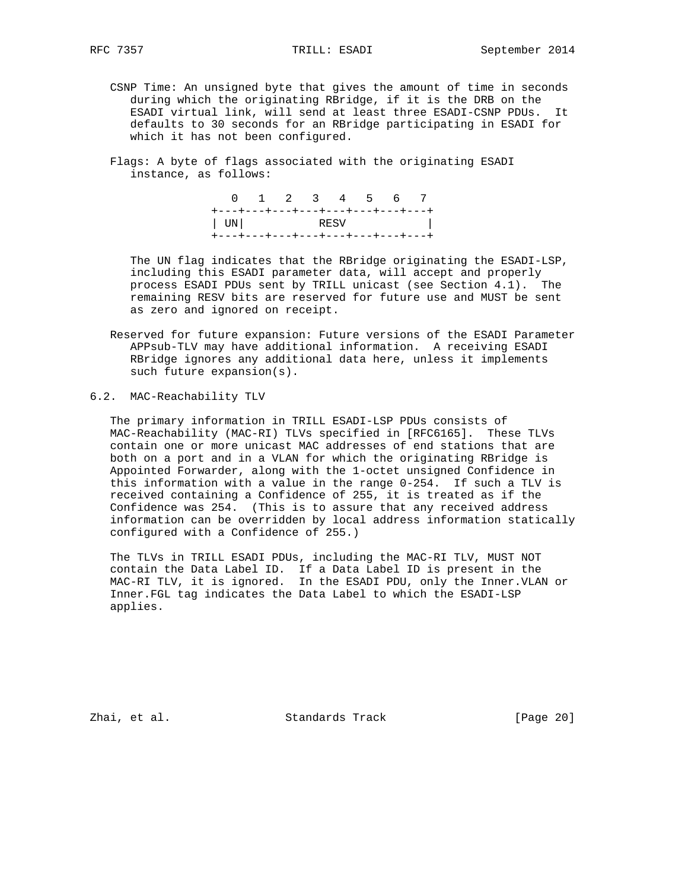CSNP Time: An unsigned byte that gives the amount of time in seconds during which the originating RBridge, if it is the DRB on the ESADI virtual link, will send at least three ESADI-CSNP PDUs. It defaults to 30 seconds for an RBridge participating in ESADI for which it has not been configured.

Flags: A byte of flags associated with the originating ESADI instance, as follows:

```
  0   1   2   3   4   5   6   7
+---+---+---+---+---+---+---+---+
| UN|          RESV             |
+---+---+---+---+---+---+---+---+
```

The UN flag indicates that the RBridge originating the ESADI-LSP, including this ESADI parameter data, will accept and properly process ESADI PDUs sent by TRILL unicast (see Section 4.1). The remaining RESV bits are reserved for future use and MUST be sent as zero and ignored on receipt.

Reserved for future expansion: Future versions of the ESADI Parameter APPsub-TLV may have additional information. A receiving ESADI RBridge ignores any additional data here, unless it implements such future expansion(s).

## 6.2. MAC-Reachability TLV

The primary information in TRILL ESADI-LSP PDUs consists of MAC-Reachability (MAC-RI) TLVs specified in [RFC6165]. These TLVs contain one or more unicast MAC addresses of end stations that are both on a port and in a VLAN for which the originating RBridge is Appointed Forwarder, along with the 1-octet unsigned Confidence in this information with a value in the range 0-254. If such a TLV is received containing a Confidence of 255, it is treated as if the Confidence was 254. (This is to assure that any received address information can be overridden by local address information statically configured with a Confidence of 255.)

The TLVs in TRILL ESADI PDUs, including the MAC-RI TLV, MUST NOT contain the Data Label ID. If a Data Label ID is present in the MAC-RI TLV, it is ignored. In the ESADI PDU, only the Inner.VLAN or Inner.FGL tag indicates the Data Label to which the ESADI-LSP applies.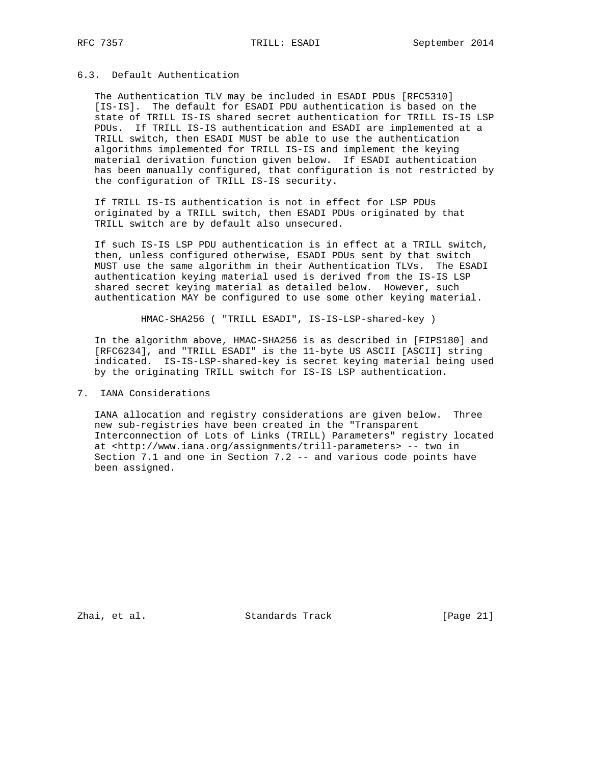## 6.3. Default Authentication

The Authentication TLV may be included in ESADI PDUs [RFC5310] [IS-IS]. The default for ESADI PDU authentication is based on the state of TRILL IS-IS shared secret authentication for TRILL IS-IS LSP PDUs. If TRILL IS-IS authentication and ESADI are implemented at a TRILL switch, then ESADI MUST be able to use the authentication algorithms implemented for TRILL IS-IS and implement the keying material derivation function given below. If ESADI authentication has been manually configured, that configuration is not restricted by the configuration of TRILL IS-IS security.

If TRILL IS-IS authentication is not in effect for LSP PDUs originated by a TRILL switch, then ESADI PDUs originated by that TRILL switch are by default also unsecured.

If such IS-IS LSP PDU authentication is in effect at a TRILL switch, then, unless configured otherwise, ESADI PDUs sent by that switch MUST use the same algorithm in their Authentication TLVs. The ESADI authentication keying material used is derived from the IS-IS LSP shared secret keying material as detailed below. However, such authentication MAY be configured to use some other keying material.

```
HMAC-SHA256 ( "TRILL ESADI", IS-IS-LSP-shared-key )
```

In the algorithm above, HMAC-SHA256 is as described in [FIPS180] and [RFC6234], and "TRILL ESADI" is the 11-byte US ASCII [ASCII] string indicated. IS-IS-LSP-shared-key is secret keying material being used by the originating TRILL switch for IS-IS LSP authentication.

# 7. IANA Considerations

IANA allocation and registry considerations are given below. Three new sub-registries have been created in the "Transparent Interconnection of Lots of Links (TRILL) Parameters" registry located at <http://www.iana.org/assignments/trill-parameters> -- two in Section 7.1 and one in Section 7.2 -- and various code points have been assigned.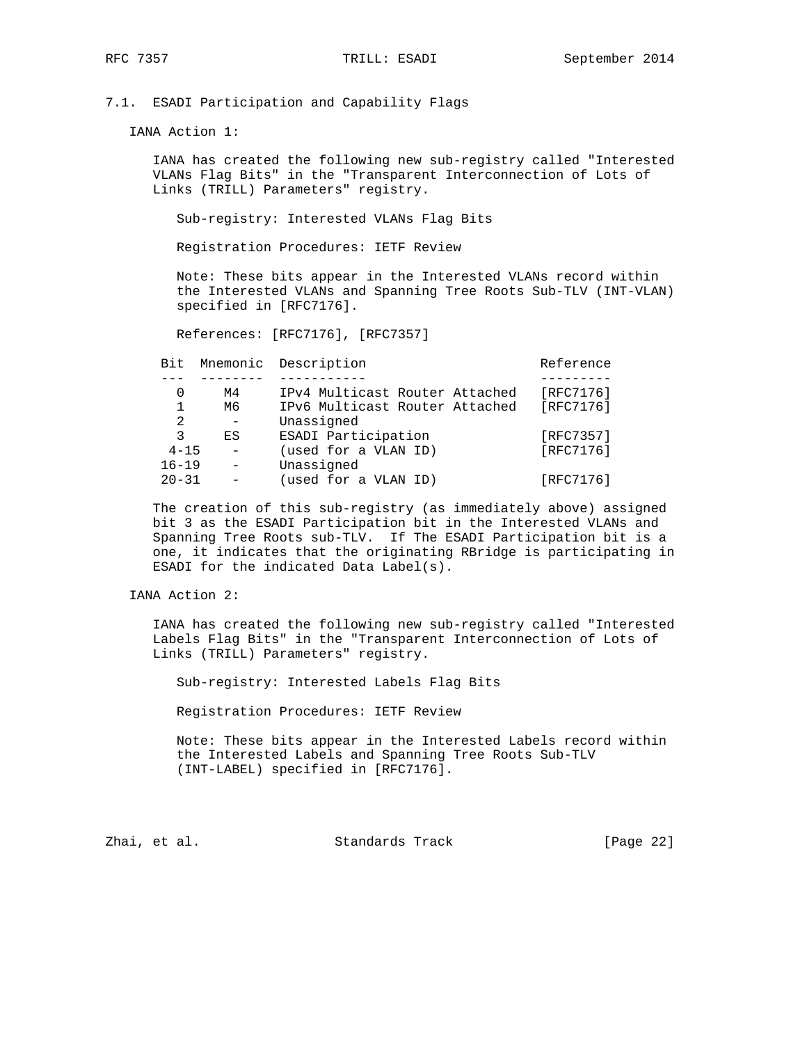### 7.1. ESADI Participation and Capability Flags

IANA Action 1:

IANA has created the following new sub-registry called "Interested VLANs Flag Bits" in the "Transparent Interconnection of Lots of Links (TRILL) Parameters" registry.

Sub-registry: Interested VLANs Flag Bits

Registration Procedures: IETF Review

Note: These bits appear in the Interested VLANs record within the Interested VLANs and Spanning Tree Roots Sub-TLV (INT-VLAN) specified in [RFC7176].

References: [RFC7176], [RFC7357]

| Bit | Mnemonic | Description | Reference |
|---|---|---|---|
| 0 | M4 | IPv4 Multicast Router Attached | [RFC7176] |
| 1 | M6 | IPv6 Multicast Router Attached | [RFC7176] |
| 2 | - | Unassigned | |
| 3 | ES | ESADI Participation | [RFC7357] |
| 4-15 | - | (used for a VLAN ID) | [RFC7176] |
| 16-19 | - | Unassigned | |
| 20-31 | - | (used for a VLAN ID) | [RFC7176] |

The creation of this sub-registry (as immediately above) assigned bit 3 as the ESADI Participation bit in the Interested VLANs and Spanning Tree Roots sub-TLV. If The ESADI Participation bit is a one, it indicates that the originating RBridge is participating in ESADI for the indicated Data Label(s).

IANA Action 2:

IANA has created the following new sub-registry called "Interested Labels Flag Bits" in the "Transparent Interconnection of Lots of Links (TRILL) Parameters" registry.

Sub-registry: Interested Labels Flag Bits

Registration Procedures: IETF Review

Note: These bits appear in the Interested Labels record within the Interested Labels and Spanning Tree Roots Sub-TLV (INT-LABEL) specified in [RFC7176].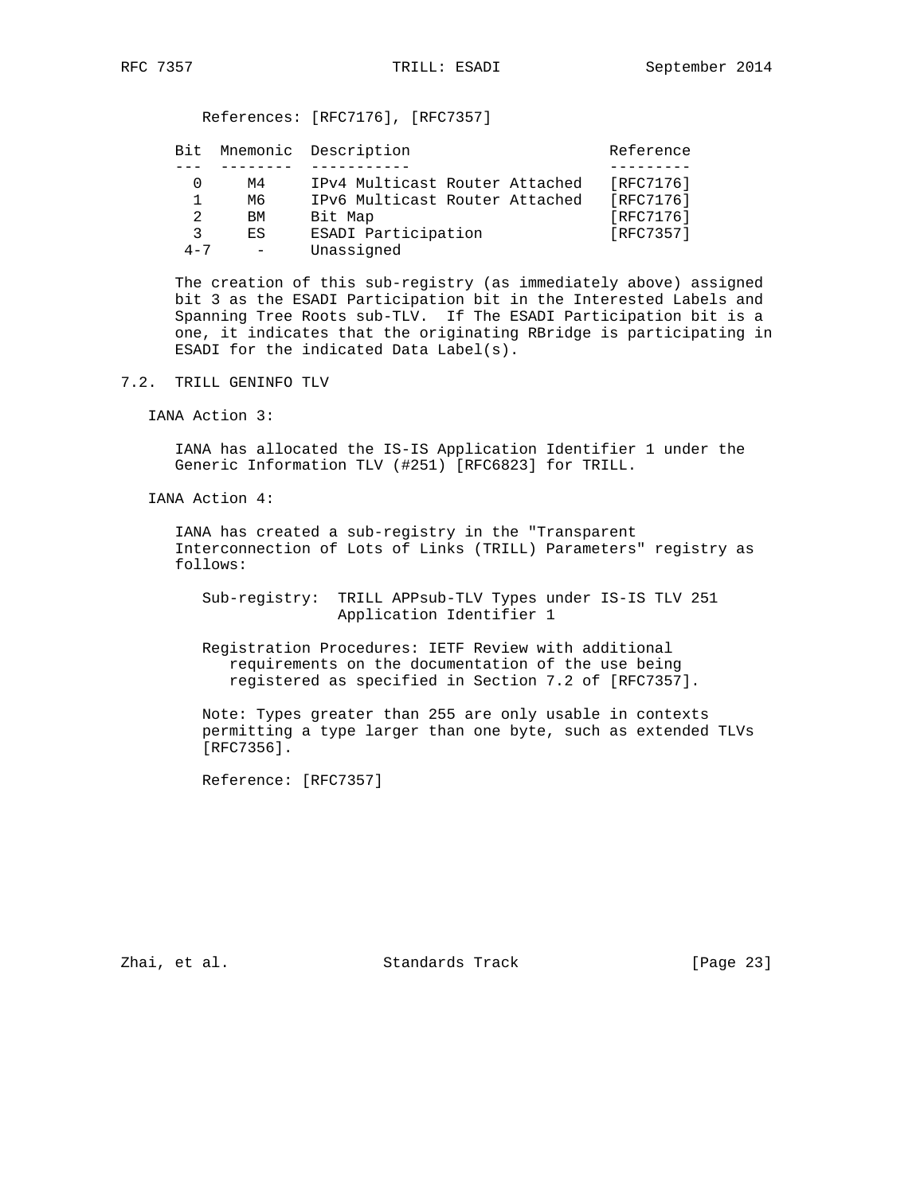References: [RFC7176], [RFC7357]

| Bit | Mnemonic | Description | Reference |
| --- | --- | --- | --- |
| 0 | M4 | IPv4 Multicast Router Attached | [RFC7176] |
| 1 | M6 | IPv6 Multicast Router Attached | [RFC7176] |
| 2 | BM | Bit Map | [RFC7176] |
| 3 | ES | ESADI Participation | [RFC7357] |
| 4-7 | - | Unassigned | |

The creation of this sub-registry (as immediately above) assigned bit 3 as the ESADI Participation bit in the Interested Labels and Spanning Tree Roots sub-TLV. If The ESADI Participation bit is a one, it indicates that the originating RBridge is participating in ESADI for the indicated Data Label(s).

## 7.2. TRILL GENINFO TLV

IANA Action 3:

IANA has allocated the IS-IS Application Identifier 1 under the Generic Information TLV (#251) [RFC6823] for TRILL.

IANA Action 4:

IANA has created a sub-registry in the "Transparent Interconnection of Lots of Links (TRILL) Parameters" registry as follows:

Sub-registry: TRILL APPsub-TLV Types under IS-IS TLV 251 Application Identifier 1

Registration Procedures: IETF Review with additional requirements on the documentation of the use being registered as specified in Section 7.2 of [RFC7357].

Note: Types greater than 255 are only usable in contexts permitting a type larger than one byte, such as extended TLVs [RFC7356].

Reference: [RFC7357]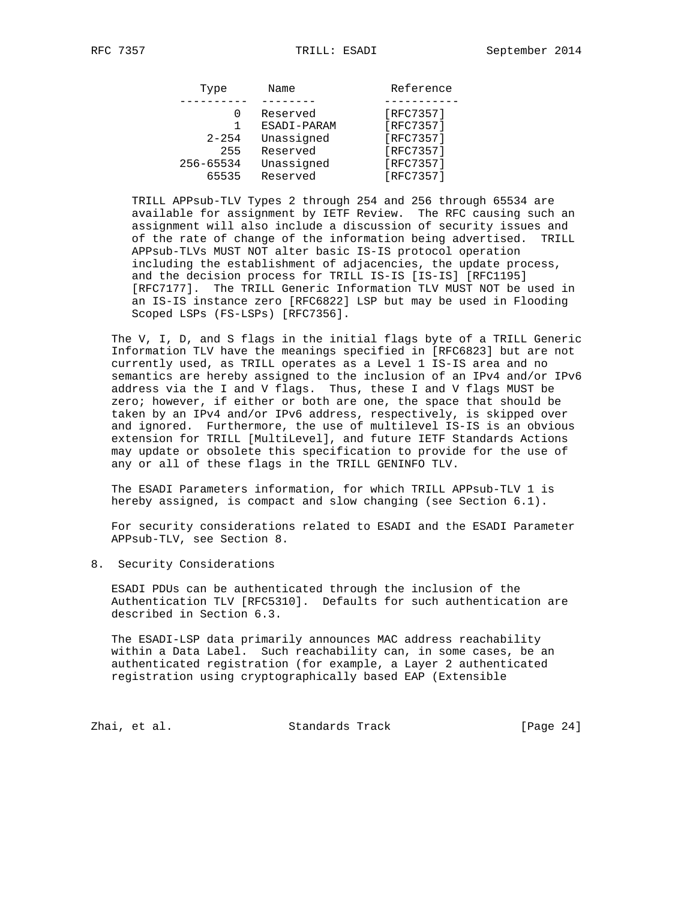| Type | Name | Reference |
|---|---|---|
| 0 | Reserved | [RFC7357] |
| 1 | ESADI-PARAM | [RFC7357] |
| 2-254 | Unassigned | [RFC7357] |
| 255 | Reserved | [RFC7357] |
| 256-65534 | Unassigned | [RFC7357] |
| 65535 | Reserved | [RFC7357] |

TRILL APPsub-TLV Types 2 through 254 and 256 through 65534 are available for assignment by IETF Review. The RFC causing such an assignment will also include a discussion of security issues and of the rate of change of the information being advertised. TRILL APPsub-TLVs MUST NOT alter basic IS-IS protocol operation including the establishment of adjacencies, the update process, and the decision process for TRILL IS-IS [IS-IS] [RFC1195] [RFC7177]. The TRILL Generic Information TLV MUST NOT be used in an IS-IS instance zero [RFC6822] LSP but may be used in Flooding Scoped LSPs (FS-LSPs) [RFC7356].

The V, I, D, and S flags in the initial flags byte of a TRILL Generic Information TLV have the meanings specified in [RFC6823] but are not currently used, as TRILL operates as a Level 1 IS-IS area and no semantics are hereby assigned to the inclusion of an IPv4 and/or IPv6 address via the I and V flags. Thus, these I and V flags MUST be zero; however, if either or both are one, the space that should be taken by an IPv4 and/or IPv6 address, respectively, is skipped over and ignored. Furthermore, the use of multilevel IS-IS is an obvious extension for TRILL [MultiLevel], and future IETF Standards Actions may update or obsolete this specification to provide for the use of any or all of these flags in the TRILL GENINFO TLV.

The ESADI Parameters information, for which TRILL APPsub-TLV 1 is hereby assigned, is compact and slow changing (see Section 6.1).

For security considerations related to ESADI and the ESADI Parameter APPsub-TLV, see Section 8.

# 8. Security Considerations

ESADI PDUs can be authenticated through the inclusion of the Authentication TLV [RFC5310]. Defaults for such authentication are described in Section 6.3.

The ESADI-LSP data primarily announces MAC address reachability within a Data Label. Such reachability can, in some cases, be an authenticated registration (for example, a Layer 2 authenticated registration using cryptographically based EAP (Extensible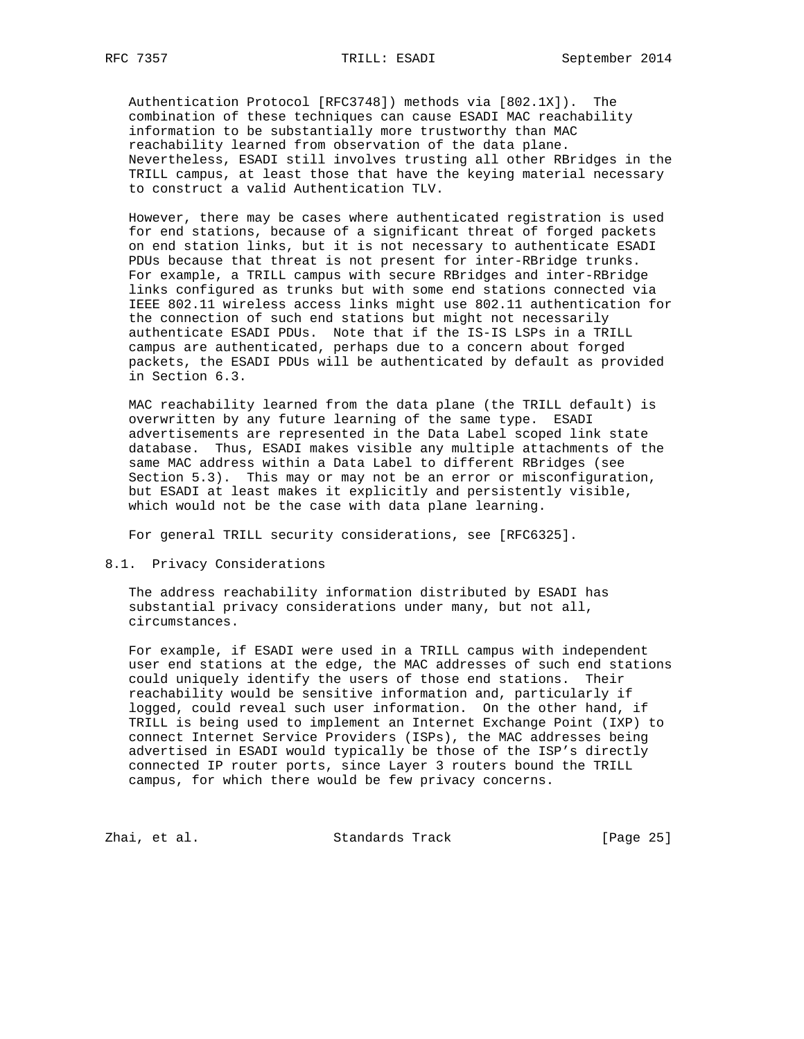Authentication Protocol [RFC3748]) methods via [802.1X]). The combination of these techniques can cause ESADI MAC reachability information to be substantially more trustworthy than MAC reachability learned from observation of the data plane. Nevertheless, ESADI still involves trusting all other RBridges in the TRILL campus, at least those that have the keying material necessary to construct a valid Authentication TLV.

However, there may be cases where authenticated registration is used for end stations, because of a significant threat of forged packets on end station links, but it is not necessary to authenticate ESADI PDUs because that threat is not present for inter-RBridge trunks. For example, a TRILL campus with secure RBridges and inter-RBridge links configured as trunks but with some end stations connected via IEEE 802.11 wireless access links might use 802.11 authentication for the connection of such end stations but might not necessarily authenticate ESADI PDUs. Note that if the IS-IS LSPs in a TRILL campus are authenticated, perhaps due to a concern about forged packets, the ESADI PDUs will be authenticated by default as provided in Section 6.3.

MAC reachability learned from the data plane (the TRILL default) is overwritten by any future learning of the same type. ESADI advertisements are represented in the Data Label scoped link state database. Thus, ESADI makes visible any multiple attachments of the same MAC address within a Data Label to different RBridges (see Section 5.3). This may or may not be an error or misconfiguration, but ESADI at least makes it explicitly and persistently visible, which would not be the case with data plane learning.

For general TRILL security considerations, see [RFC6325].

## 8.1. Privacy Considerations

The address reachability information distributed by ESADI has substantial privacy considerations under many, but not all, circumstances.

For example, if ESADI were used in a TRILL campus with independent user end stations at the edge, the MAC addresses of such end stations could uniquely identify the users of those end stations. Their reachability would be sensitive information and, particularly if logged, could reveal such user information. On the other hand, if TRILL is being used to implement an Internet Exchange Point (IXP) to connect Internet Service Providers (ISPs), the MAC addresses being advertised in ESADI would typically be those of the ISP's directly connected IP router ports, since Layer 3 routers bound the TRILL campus, for which there would be few privacy concerns.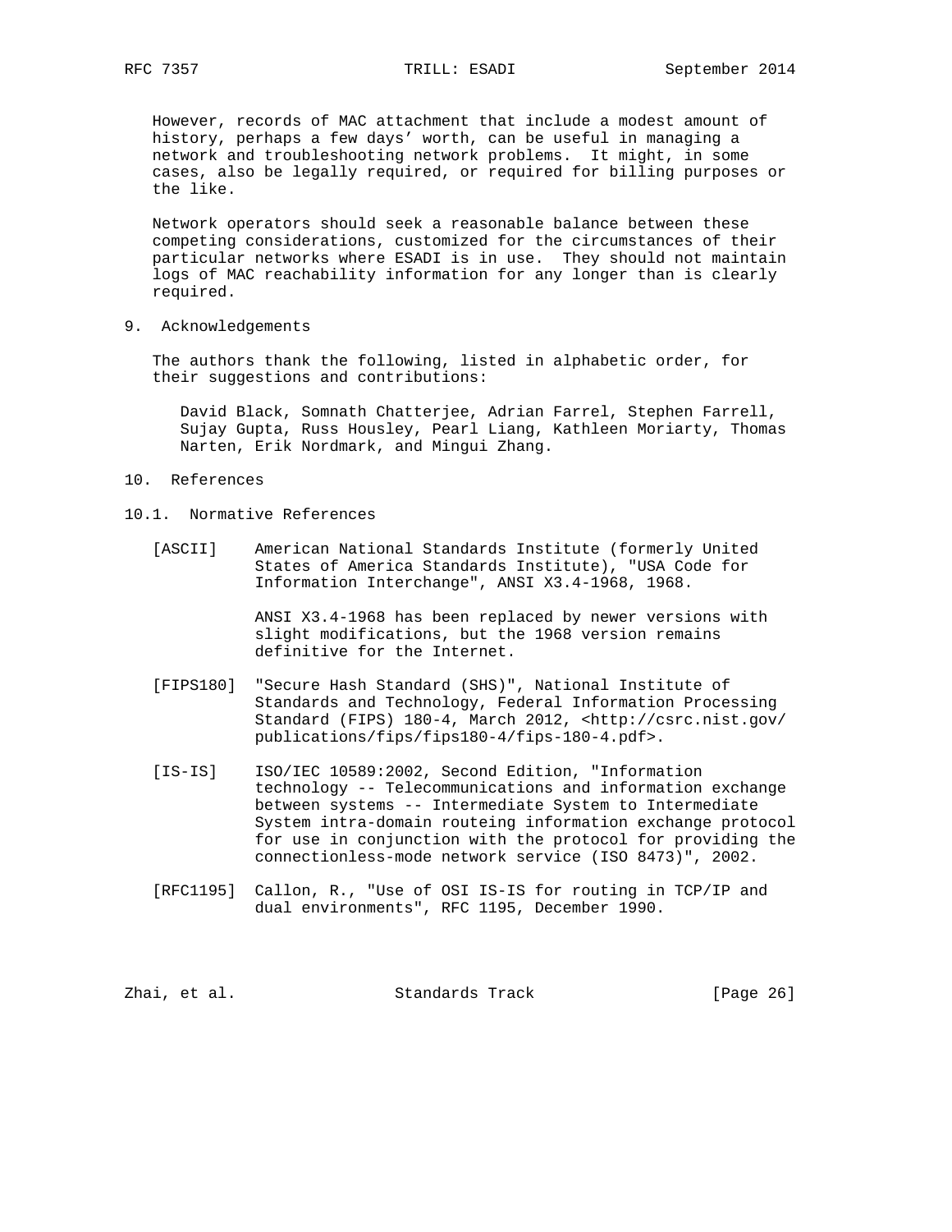However, records of MAC attachment that include a modest amount of history, perhaps a few days' worth, can be useful in managing a network and troubleshooting network problems. It might, in some cases, also be legally required, or required for billing purposes or the like.

Network operators should seek a reasonable balance between these competing considerations, customized for the circumstances of their particular networks where ESADI is in use. They should not maintain logs of MAC reachability information for any longer than is clearly required.

## 9. Acknowledgements

The authors thank the following, listed in alphabetic order, for their suggestions and contributions:

David Black, Somnath Chatterjee, Adrian Farrel, Stephen Farrell, Sujay Gupta, Russ Housley, Pearl Liang, Kathleen Moriarty, Thomas Narten, Erik Nordmark, and Mingui Zhang.

## 10. References

### 10.1. Normative References

[ASCII] American National Standards Institute (formerly United States of America Standards Institute), "USA Code for Information Interchange", ANSI X3.4-1968, 1968.

ANSI X3.4-1968 has been replaced by newer versions with slight modifications, but the 1968 version remains definitive for the Internet.

[FIPS180] "Secure Hash Standard (SHS)", National Institute of Standards and Technology, Federal Information Processing Standard (FIPS) 180-4, March 2012, <http://csrc.nist.gov/publications/fips/fips180-4/fips-180-4.pdf>.

[IS-IS] ISO/IEC 10589:2002, Second Edition, "Information technology -- Telecommunications and information exchange between systems -- Intermediate System to Intermediate System intra-domain routeing information exchange protocol for use in conjunction with the protocol for providing the connectionless-mode network service (ISO 8473)", 2002.

[RFC1195] Callon, R., "Use of OSI IS-IS for routing in TCP/IP and dual environments", RFC 1195, December 1990.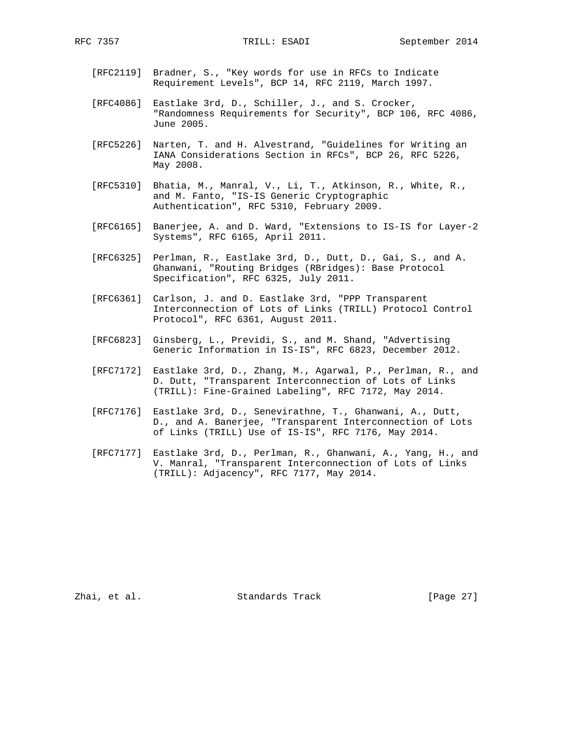[RFC2119] Bradner, S., "Key words for use in RFCs to Indicate Requirement Levels", BCP 14, RFC 2119, March 1997.

[RFC4086] Eastlake 3rd, D., Schiller, J., and S. Crocker, "Randomness Requirements for Security", BCP 106, RFC 4086, June 2005.

[RFC5226] Narten, T. and H. Alvestrand, "Guidelines for Writing an IANA Considerations Section in RFCs", BCP 26, RFC 5226, May 2008.

[RFC5310] Bhatia, M., Manral, V., Li, T., Atkinson, R., White, R., and M. Fanto, "IS-IS Generic Cryptographic Authentication", RFC 5310, February 2009.

[RFC6165] Banerjee, A. and D. Ward, "Extensions to IS-IS for Layer-2 Systems", RFC 6165, April 2011.

[RFC6325] Perlman, R., Eastlake 3rd, D., Dutt, D., Gai, S., and A. Ghanwani, "Routing Bridges (RBridges): Base Protocol Specification", RFC 6325, July 2011.

[RFC6361] Carlson, J. and D. Eastlake 3rd, "PPP Transparent Interconnection of Lots of Links (TRILL) Protocol Control Protocol", RFC 6361, August 2011.

[RFC6823] Ginsberg, L., Previdi, S., and M. Shand, "Advertising Generic Information in IS-IS", RFC 6823, December 2012.

[RFC7172] Eastlake 3rd, D., Zhang, M., Agarwal, P., Perlman, R., and D. Dutt, "Transparent Interconnection of Lots of Links (TRILL): Fine-Grained Labeling", RFC 7172, May 2014.

[RFC7176] Eastlake 3rd, D., Senevirathne, T., Ghanwani, A., Dutt, D., and A. Banerjee, "Transparent Interconnection of Lots of Links (TRILL) Use of IS-IS", RFC 7176, May 2014.

[RFC7177] Eastlake 3rd, D., Perlman, R., Ghanwani, A., Yang, H., and V. Manral, "Transparent Interconnection of Lots of Links (TRILL): Adjacency", RFC 7177, May 2014.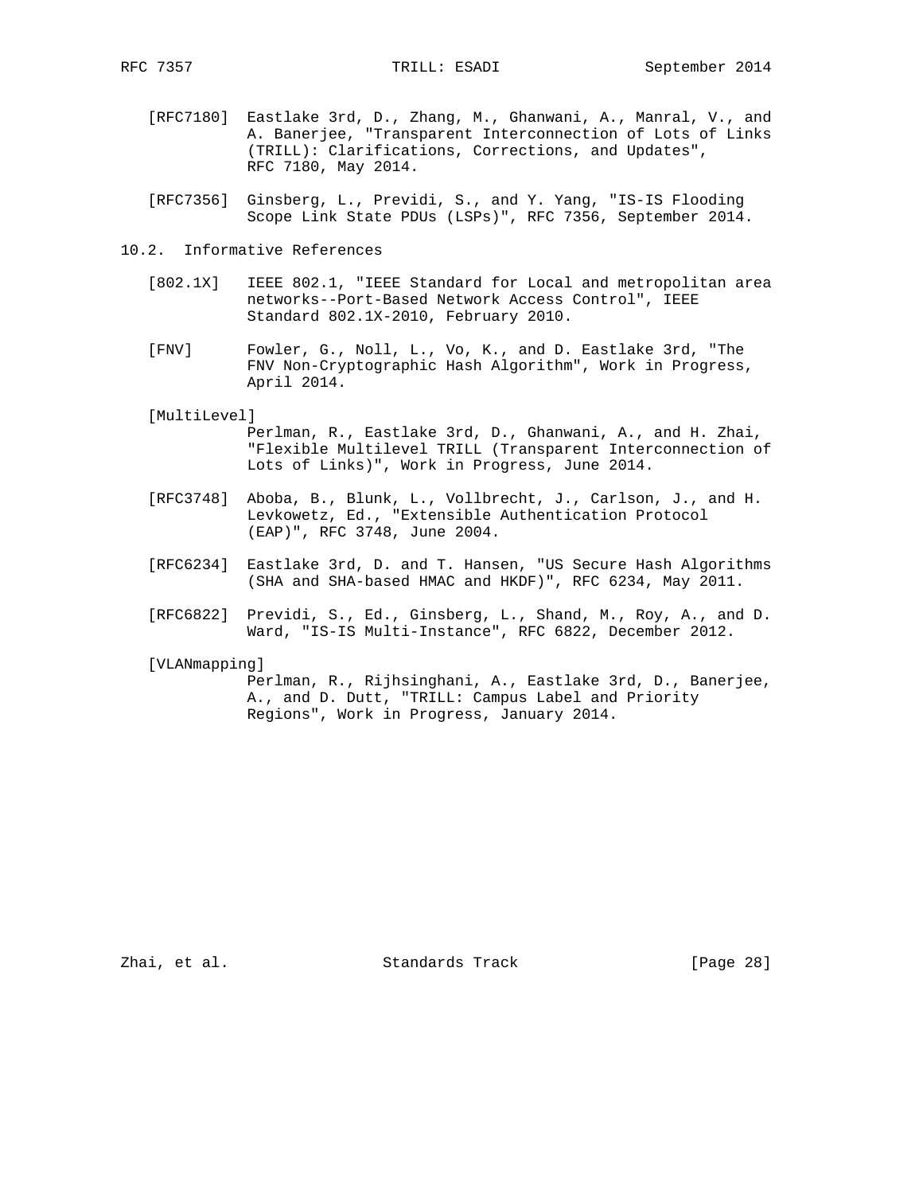[RFC7180] Eastlake 3rd, D., Zhang, M., Ghanwani, A., Manral, V., and A. Banerjee, "Transparent Interconnection of Lots of Links (TRILL): Clarifications, Corrections, and Updates", RFC 7180, May 2014.

[RFC7356] Ginsberg, L., Previdi, S., and Y. Yang, "IS-IS Flooding Scope Link State PDUs (LSPs)", RFC 7356, September 2014.

## 10.2. Informative References

[802.1X] IEEE 802.1, "IEEE Standard for Local and metropolitan area networks--Port-Based Network Access Control", IEEE Standard 802.1X-2010, February 2010.

[FNV] Fowler, G., Noll, L., Vo, K., and D. Eastlake 3rd, "The FNV Non-Cryptographic Hash Algorithm", Work in Progress, April 2014.

[MultiLevel] Perlman, R., Eastlake 3rd, D., Ghanwani, A., and H. Zhai, "Flexible Multilevel TRILL (Transparent Interconnection of Lots of Links)", Work in Progress, June 2014.

[RFC3748] Aboba, B., Blunk, L., Vollbrecht, J., Carlson, J., and H. Levkowetz, Ed., "Extensible Authentication Protocol (EAP)", RFC 3748, June 2004.

[RFC6234] Eastlake 3rd, D. and T. Hansen, "US Secure Hash Algorithms (SHA and SHA-based HMAC and HKDF)", RFC 6234, May 2011.

[RFC6822] Previdi, S., Ed., Ginsberg, L., Shand, M., Roy, A., and D. Ward, "IS-IS Multi-Instance", RFC 6822, December 2012.

[VLANmapping] Perlman, R., Rijhsinghani, A., Eastlake 3rd, D., Banerjee, A., and D. Dutt, "TRILL: Campus Label and Priority Regions", Work in Progress, January 2014.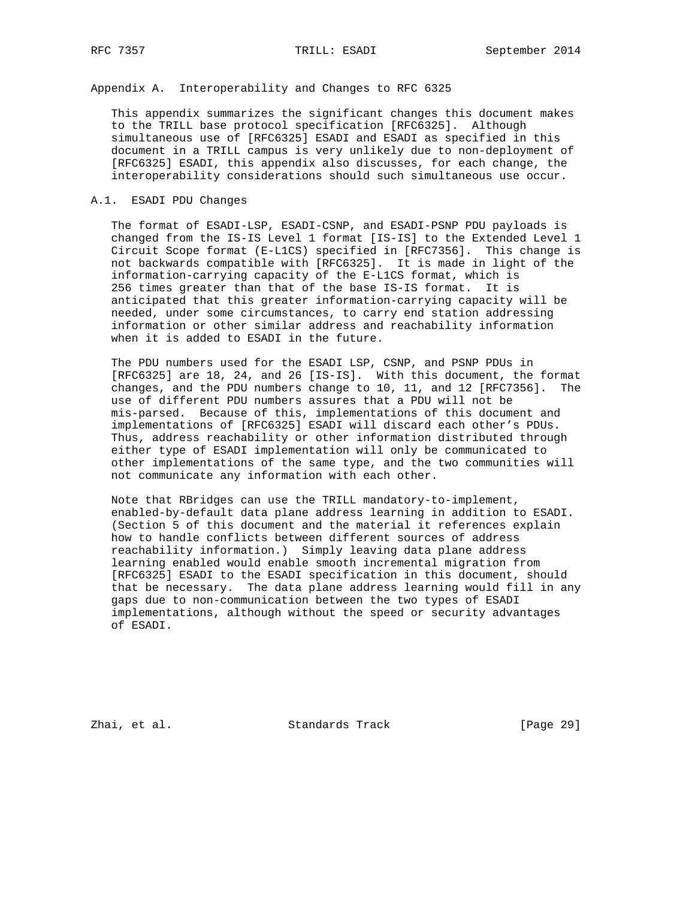## Appendix A. Interoperability and Changes to RFC 6325

This appendix summarizes the significant changes this document makes to the TRILL base protocol specification [RFC6325]. Although simultaneous use of [RFC6325] ESADI and ESADI as specified in this document in a TRILL campus is very unlikely due to non-deployment of [RFC6325] ESADI, this appendix also discusses, for each change, the interoperability considerations should such simultaneous use occur.

### A.1. ESADI PDU Changes

The format of ESADI-LSP, ESADI-CSNP, and ESADI-PSNP PDU payloads is changed from the IS-IS Level 1 format [IS-IS] to the Extended Level 1 Circuit Scope format (E-L1CS) specified in [RFC7356]. This change is not backwards compatible with [RFC6325]. It is made in light of the information-carrying capacity of the E-L1CS format, which is 256 times greater than that of the base IS-IS format. It is anticipated that this greater information-carrying capacity will be needed, under some circumstances, to carry end station addressing information or other similar address and reachability information when it is added to ESADI in the future.

The PDU numbers used for the ESADI LSP, CSNP, and PSNP PDUs in [RFC6325] are 18, 24, and 26 [IS-IS]. With this document, the format changes, and the PDU numbers change to 10, 11, and 12 [RFC7356]. The use of different PDU numbers assures that a PDU will not be mis-parsed. Because of this, implementations of this document and implementations of [RFC6325] ESADI will discard each other's PDUs. Thus, address reachability or other information distributed through either type of ESADI implementation will only be communicated to other implementations of the same type, and the two communities will not communicate any information with each other.

Note that RBridges can use the TRILL mandatory-to-implement, enabled-by-default data plane address learning in addition to ESADI. (Section 5 of this document and the material it references explain how to handle conflicts between different sources of address reachability information.) Simply leaving data plane address learning enabled would enable smooth incremental migration from [RFC6325] ESADI to the ESADI specification in this document, should that be necessary. The data plane address learning would fill in any gaps due to non-communication between the two types of ESADI implementations, although without the speed or security advantages of ESADI.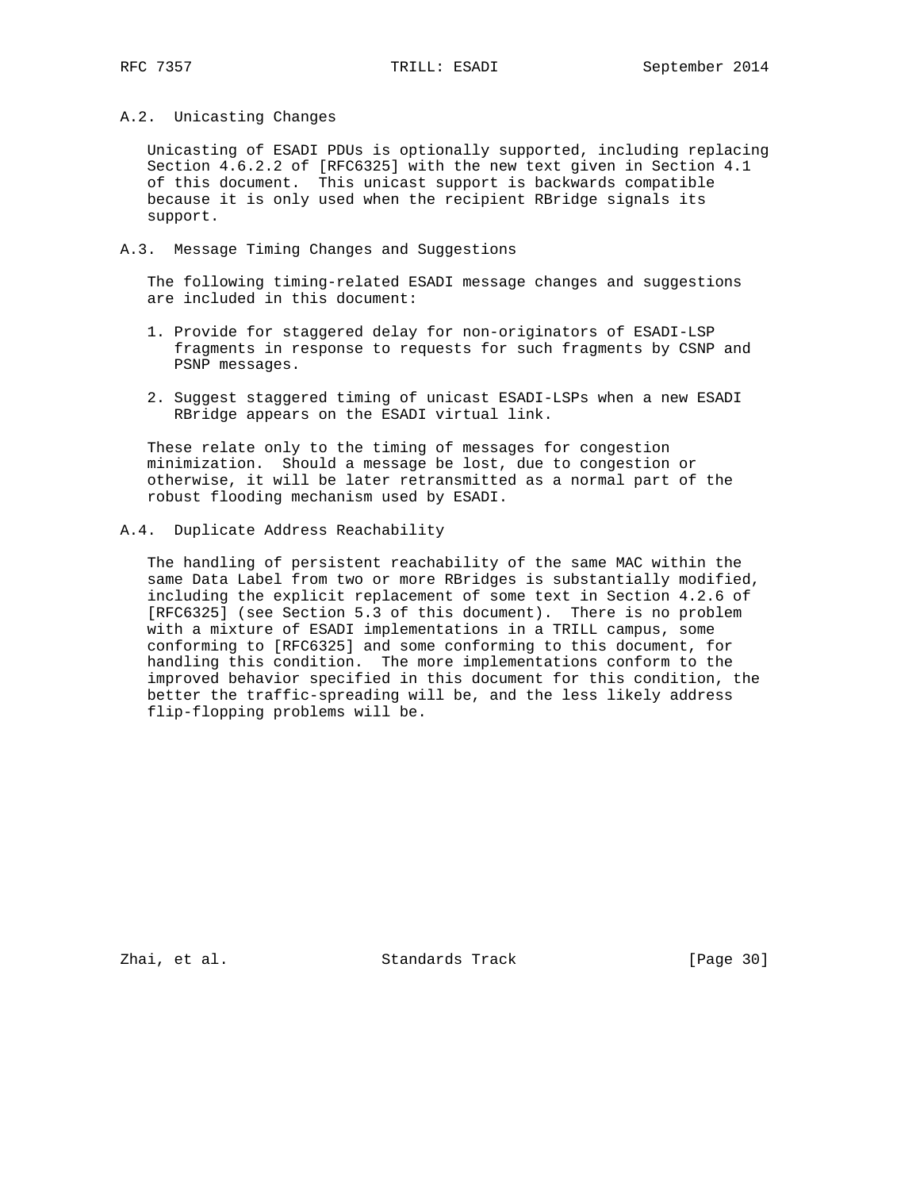### A.2. Unicasting Changes

Unicasting of ESADI PDUs is optionally supported, including replacing Section 4.6.2.2 of [RFC6325] with the new text given in Section 4.1 of this document. This unicast support is backwards compatible because it is only used when the recipient RBridge signals its support.

### A.3. Message Timing Changes and Suggestions

The following timing-related ESADI message changes and suggestions are included in this document:

1. Provide for staggered delay for non-originators of ESADI-LSP fragments in response to requests for such fragments by CSNP and PSNP messages.

2. Suggest staggered timing of unicast ESADI-LSPs when a new ESADI RBridge appears on the ESADI virtual link.

These relate only to the timing of messages for congestion minimization. Should a message be lost, due to congestion or otherwise, it will be later retransmitted as a normal part of the robust flooding mechanism used by ESADI.

### A.4. Duplicate Address Reachability

The handling of persistent reachability of the same MAC within the same Data Label from two or more RBridges is substantially modified, including the explicit replacement of some text in Section 4.2.6 of [RFC6325] (see Section 5.3 of this document). There is no problem with a mixture of ESADI implementations in a TRILL campus, some conforming to [RFC6325] and some conforming to this document, for handling this condition. The more implementations conform to the improved behavior specified in this document for this condition, the better the traffic-spreading will be, and the less likely address flip-flopping problems will be.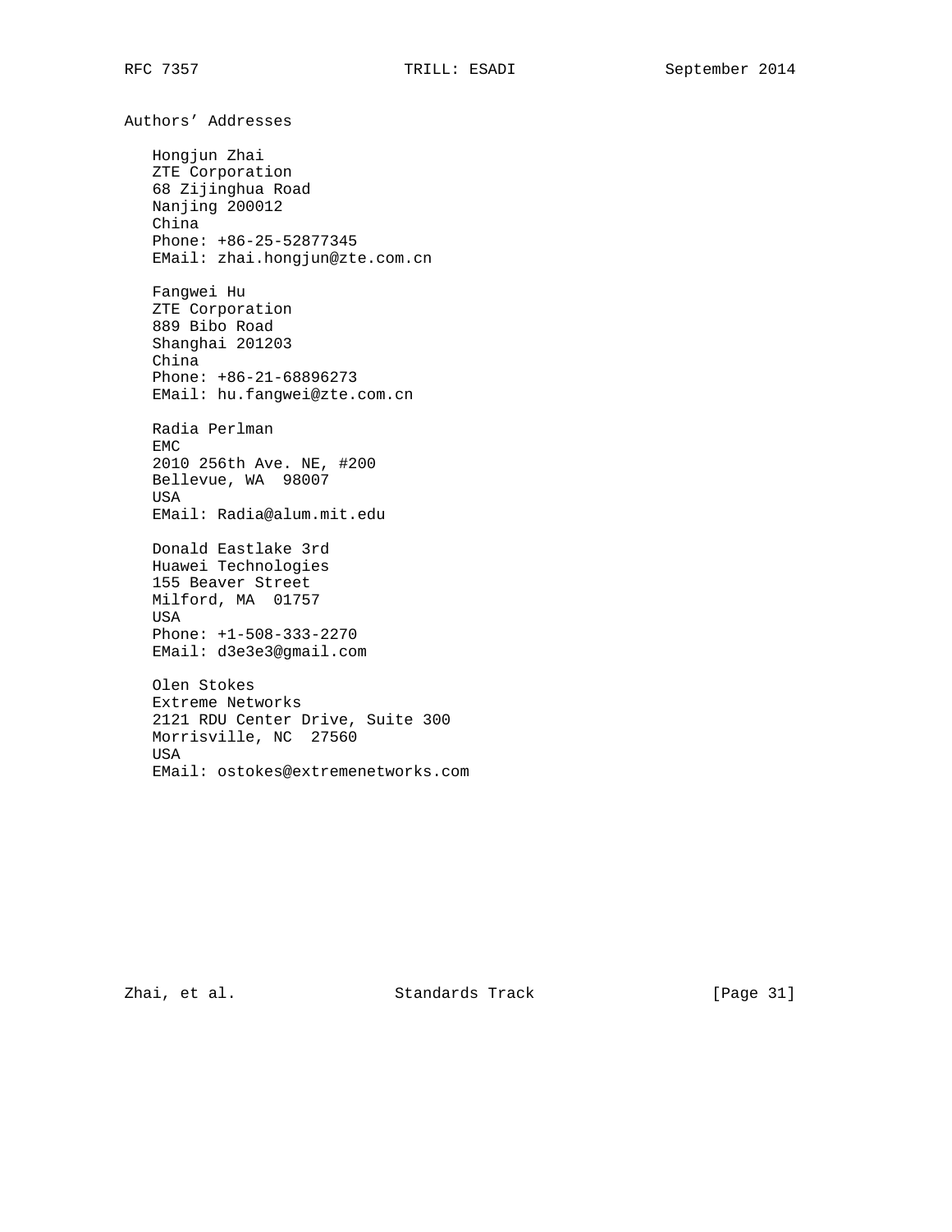## Authors' Addresses

Hongjun Zhai
ZTE Corporation
68 Zijinghua Road
Nanjing 200012
China
Phone: +86-25-52877345
EMail: zhai.hongjun@zte.com.cn

Fangwei Hu
ZTE Corporation
889 Bibo Road
Shanghai 201203
China
Phone: +86-21-68896273
EMail: hu.fangwei@zte.com.cn

Radia Perlman
EMC
2010 256th Ave. NE, #200
Bellevue, WA  98007
USA
EMail: Radia@alum.mit.edu

Donald Eastlake 3rd
Huawei Technologies
155 Beaver Street
Milford, MA  01757
USA
Phone: +1-508-333-2270
EMail: d3e3e3@gmail.com

Olen Stokes
Extreme Networks
2121 RDU Center Drive, Suite 300
Morrisville, NC  27560
USA
EMail: ostokes@extremenetworks.com